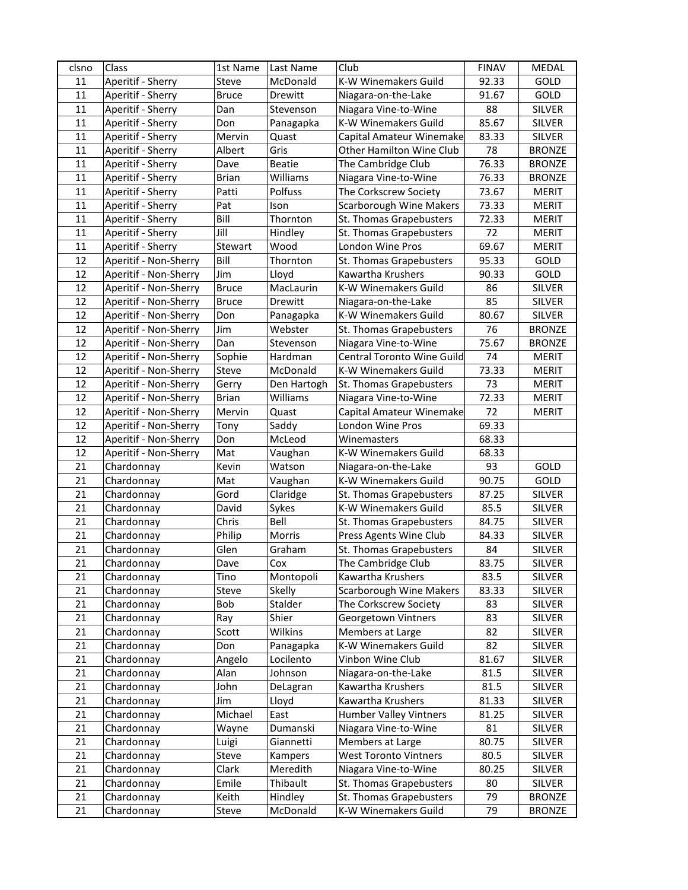| clsno | Class | 1st Name | Last Name | Club | FINAV | MEDAL |
|---|---|---|---|---|---|---|
| 11 | Aperitif - Sherry | Steve | McDonald | K-W Winemakers Guild | 92.33 | GOLD |
| 11 | Aperitif - Sherry | Bruce | Drewitt | Niagara-on-the-Lake | 91.67 | GOLD |
| 11 | Aperitif - Sherry | Dan | Stevenson | Niagara Vine-to-Wine | 88 | SILVER |
| 11 | Aperitif - Sherry | Don | Panagapka | K-W Winemakers Guild | 85.67 | SILVER |
| 11 | Aperitif - Sherry | Mervin | Quast | Capital Amateur Winemake | 83.33 | SILVER |
| 11 | Aperitif - Sherry | Albert | Gris | Other Hamilton Wine Club | 78 | BRONZE |
| 11 | Aperitif - Sherry | Dave | Beatie | The Cambridge Club | 76.33 | BRONZE |
| 11 | Aperitif - Sherry | Brian | Williams | Niagara Vine-to-Wine | 76.33 | BRONZE |
| 11 | Aperitif - Sherry | Patti | Polfuss | The Corkscrew Society | 73.67 | MERIT |
| 11 | Aperitif - Sherry | Pat | Ison | Scarborough Wine Makers | 73.33 | MERIT |
| 11 | Aperitif - Sherry | Bill | Thornton | St. Thomas Grapebusters | 72.33 | MERIT |
| 11 | Aperitif - Sherry | Jill | Hindley | St. Thomas Grapebusters | 72 | MERIT |
| 11 | Aperitif - Sherry | Stewart | Wood | London Wine Pros | 69.67 | MERIT |
| 12 | Aperitif - Non-Sherry | Bill | Thornton | St. Thomas Grapebusters | 95.33 | GOLD |
| 12 | Aperitif - Non-Sherry | Jim | Lloyd | Kawartha Krushers | 90.33 | GOLD |
| 12 | Aperitif - Non-Sherry | Bruce | MacLaurin | K-W Winemakers Guild | 86 | SILVER |
| 12 | Aperitif - Non-Sherry | Bruce | Drewitt | Niagara-on-the-Lake | 85 | SILVER |
| 12 | Aperitif - Non-Sherry | Don | Panagapka | K-W Winemakers Guild | 80.67 | SILVER |
| 12 | Aperitif - Non-Sherry | Jim | Webster | St. Thomas Grapebusters | 76 | BRONZE |
| 12 | Aperitif - Non-Sherry | Dan | Stevenson | Niagara Vine-to-Wine | 75.67 | BRONZE |
| 12 | Aperitif - Non-Sherry | Sophie | Hardman | Central Toronto Wine Guild | 74 | MERIT |
| 12 | Aperitif - Non-Sherry | Steve | McDonald | K-W Winemakers Guild | 73.33 | MERIT |
| 12 | Aperitif - Non-Sherry | Gerry | Den Hartogh | St. Thomas Grapebusters | 73 | MERIT |
| 12 | Aperitif - Non-Sherry | Brian | Williams | Niagara Vine-to-Wine | 72.33 | MERIT |
| 12 | Aperitif - Non-Sherry | Mervin | Quast | Capital Amateur Winemake | 72 | MERIT |
| 12 | Aperitif - Non-Sherry | Tony | Saddy | London Wine Pros | 69.33 | |
| 12 | Aperitif - Non-Sherry | Don | McLeod | Winemasters | 68.33 | |
| 12 | Aperitif - Non-Sherry | Mat | Vaughan | K-W Winemakers Guild | 68.33 | |
| 21 | Chardonnay | Kevin | Watson | Niagara-on-the-Lake | 93 | GOLD |
| 21 | Chardonnay | Mat | Vaughan | K-W Winemakers Guild | 90.75 | GOLD |
| 21 | Chardonnay | Gord | Claridge | St. Thomas Grapebusters | 87.25 | SILVER |
| 21 | Chardonnay | David | Sykes | K-W Winemakers Guild | 85.5 | SILVER |
| 21 | Chardonnay | Chris | Bell | St. Thomas Grapebusters | 84.75 | SILVER |
| 21 | Chardonnay | Philip | Morris | Press Agents Wine Club | 84.33 | SILVER |
| 21 | Chardonnay | Glen | Graham | St. Thomas Grapebusters | 84 | SILVER |
| 21 | Chardonnay | Dave | Cox | The Cambridge Club | 83.75 | SILVER |
| 21 | Chardonnay | Tino | Montopoli | Kawartha Krushers | 83.5 | SILVER |
| 21 | Chardonnay | Steve | Skelly | Scarborough Wine Makers | 83.33 | SILVER |
| 21 | Chardonnay | Bob | Stalder | The Corkscrew Society | 83 | SILVER |
| 21 | Chardonnay | Ray | Shier | Georgetown Vintners | 83 | SILVER |
| 21 | Chardonnay | Scott | Wilkins | Members at Large | 82 | SILVER |
| 21 | Chardonnay | Don | Panagapka | K-W Winemakers Guild | 82 | SILVER |
| 21 | Chardonnay | Angelo | Locilento | Vinbon Wine Club | 81.67 | SILVER |
| 21 | Chardonnay | Alan | Johnson | Niagara-on-the-Lake | 81.5 | SILVER |
| 21 | Chardonnay | John | DeLagran | Kawartha Krushers | 81.5 | SILVER |
| 21 | Chardonnay | Jim | Lloyd | Kawartha Krushers | 81.33 | SILVER |
| 21 | Chardonnay | Michael | East | Humber Valley Vintners | 81.25 | SILVER |
| 21 | Chardonnay | Wayne | Dumanski | Niagara Vine-to-Wine | 81 | SILVER |
| 21 | Chardonnay | Luigi | Giannetti | Members at Large | 80.75 | SILVER |
| 21 | Chardonnay | Steve | Kampers | West Toronto Vintners | 80.5 | SILVER |
| 21 | Chardonnay | Clark | Meredith | Niagara Vine-to-Wine | 80.25 | SILVER |
| 21 | Chardonnay | Emile | Thibault | St. Thomas Grapebusters | 80 | SILVER |
| 21 | Chardonnay | Keith | Hindley | St. Thomas Grapebusters | 79 | BRONZE |
| 21 | Chardonnay | Steve | McDonald | K-W Winemakers Guild | 79 | BRONZE |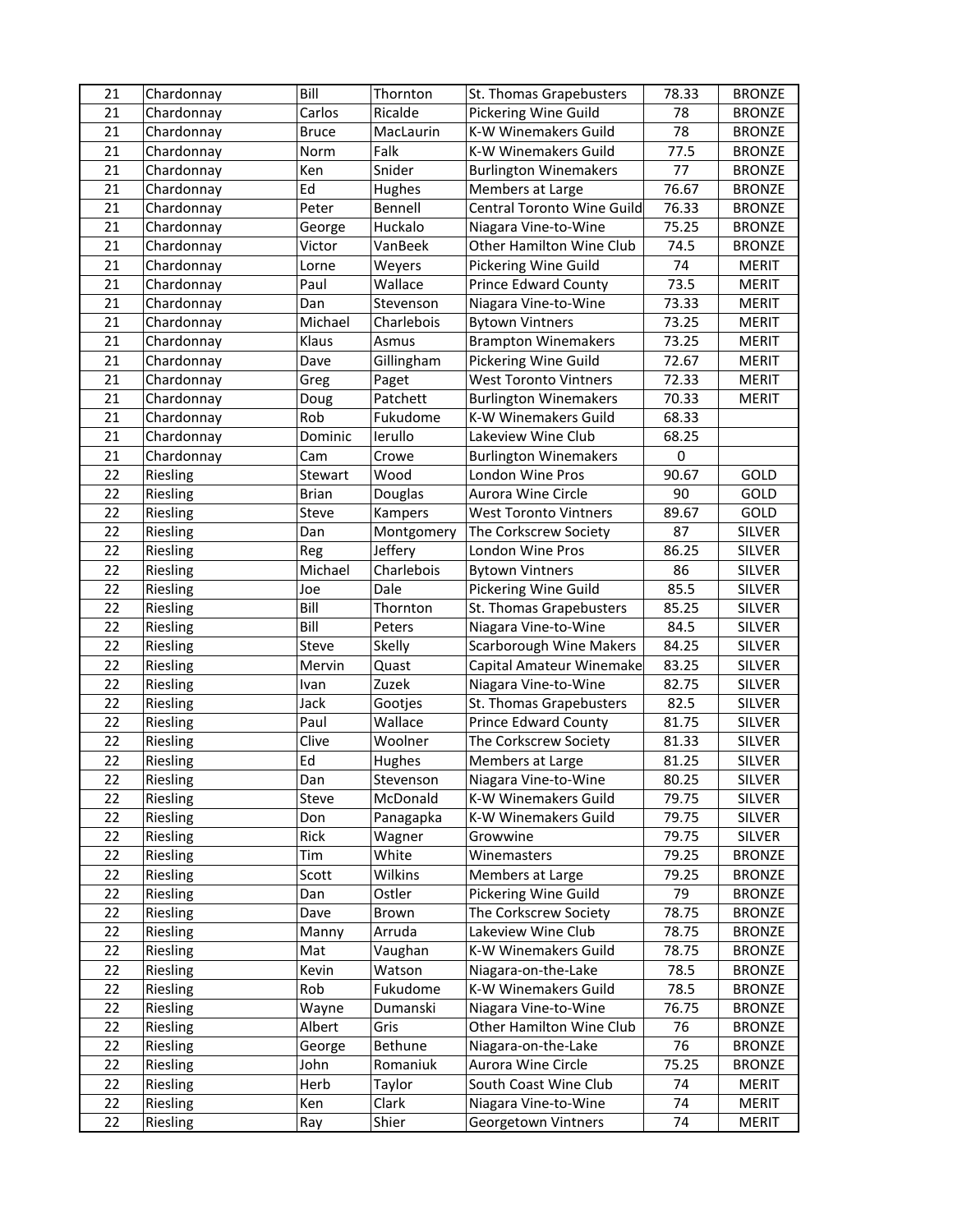| | | | | | | |
|---|---|---|---|---|---|---|
| 21 | Chardonnay | Bill | Thornton | St. Thomas Grapebusters | 78.33 | BRONZE |
| 21 | Chardonnay | Carlos | Ricalde | Pickering Wine Guild | 78 | BRONZE |
| 21 | Chardonnay | Bruce | MacLaurin | K-W Winemakers Guild | 78 | BRONZE |
| 21 | Chardonnay | Norm | Falk | K-W Winemakers Guild | 77.5 | BRONZE |
| 21 | Chardonnay | Ken | Snider | Burlington Winemakers | 77 | BRONZE |
| 21 | Chardonnay | Ed | Hughes | Members at Large | 76.67 | BRONZE |
| 21 | Chardonnay | Peter | Bennell | Central Toronto Wine Guild | 76.33 | BRONZE |
| 21 | Chardonnay | George | Huckalo | Niagara Vine-to-Wine | 75.25 | BRONZE |
| 21 | Chardonnay | Victor | VanBeek | Other Hamilton Wine Club | 74.5 | BRONZE |
| 21 | Chardonnay | Lorne | Weyers | Pickering Wine Guild | 74 | MERIT |
| 21 | Chardonnay | Paul | Wallace | Prince Edward County | 73.5 | MERIT |
| 21 | Chardonnay | Dan | Stevenson | Niagara Vine-to-Wine | 73.33 | MERIT |
| 21 | Chardonnay | Michael | Charlebois | Bytown Vintners | 73.25 | MERIT |
| 21 | Chardonnay | Klaus | Asmus | Brampton Winemakers | 73.25 | MERIT |
| 21 | Chardonnay | Dave | Gillingham | Pickering Wine Guild | 72.67 | MERIT |
| 21 | Chardonnay | Greg | Paget | West Toronto Vintners | 72.33 | MERIT |
| 21 | Chardonnay | Doug | Patchett | Burlington Winemakers | 70.33 | MERIT |
| 21 | Chardonnay | Rob | Fukudome | K-W Winemakers Guild | 68.33 | |
| 21 | Chardonnay | Dominic | Ierullo | Lakeview Wine Club | 68.25 | |
| 21 | Chardonnay | Cam | Crowe | Burlington Winemakers | 0 | |
| 22 | Riesling | Stewart | Wood | London Wine Pros | 90.67 | GOLD |
| 22 | Riesling | Brian | Douglas | Aurora Wine Circle | 90 | GOLD |
| 22 | Riesling | Steve | Kampers | West Toronto Vintners | 89.67 | GOLD |
| 22 | Riesling | Dan | Montgomery | The Corkscrew Society | 87 | SILVER |
| 22 | Riesling | Reg | Jeffery | London Wine Pros | 86.25 | SILVER |
| 22 | Riesling | Michael | Charlebois | Bytown Vintners | 86 | SILVER |
| 22 | Riesling | Joe | Dale | Pickering Wine Guild | 85.5 | SILVER |
| 22 | Riesling | Bill | Thornton | St. Thomas Grapebusters | 85.25 | SILVER |
| 22 | Riesling | Bill | Peters | Niagara Vine-to-Wine | 84.5 | SILVER |
| 22 | Riesling | Steve | Skelly | Scarborough Wine Makers | 84.25 | SILVER |
| 22 | Riesling | Mervin | Quast | Capital Amateur Winemake | 83.25 | SILVER |
| 22 | Riesling | Ivan | Zuzek | Niagara Vine-to-Wine | 82.75 | SILVER |
| 22 | Riesling | Jack | Gootjes | St. Thomas Grapebusters | 82.5 | SILVER |
| 22 | Riesling | Paul | Wallace | Prince Edward County | 81.75 | SILVER |
| 22 | Riesling | Clive | Woolner | The Corkscrew Society | 81.33 | SILVER |
| 22 | Riesling | Ed | Hughes | Members at Large | 81.25 | SILVER |
| 22 | Riesling | Dan | Stevenson | Niagara Vine-to-Wine | 80.25 | SILVER |
| 22 | Riesling | Steve | McDonald | K-W Winemakers Guild | 79.75 | SILVER |
| 22 | Riesling | Don | Panagapka | K-W Winemakers Guild | 79.75 | SILVER |
| 22 | Riesling | Rick | Wagner | Growwine | 79.75 | SILVER |
| 22 | Riesling | Tim | White | Winemasters | 79.25 | BRONZE |
| 22 | Riesling | Scott | Wilkins | Members at Large | 79.25 | BRONZE |
| 22 | Riesling | Dan | Ostler | Pickering Wine Guild | 79 | BRONZE |
| 22 | Riesling | Dave | Brown | The Corkscrew Society | 78.75 | BRONZE |
| 22 | Riesling | Manny | Arruda | Lakeview Wine Club | 78.75 | BRONZE |
| 22 | Riesling | Mat | Vaughan | K-W Winemakers Guild | 78.75 | BRONZE |
| 22 | Riesling | Kevin | Watson | Niagara-on-the-Lake | 78.5 | BRONZE |
| 22 | Riesling | Rob | Fukudome | K-W Winemakers Guild | 78.5 | BRONZE |
| 22 | Riesling | Wayne | Dumanski | Niagara Vine-to-Wine | 76.75 | BRONZE |
| 22 | Riesling | Albert | Gris | Other Hamilton Wine Club | 76 | BRONZE |
| 22 | Riesling | George | Bethune | Niagara-on-the-Lake | 76 | BRONZE |
| 22 | Riesling | John | Romaniuk | Aurora Wine Circle | 75.25 | BRONZE |
| 22 | Riesling | Herb | Taylor | South Coast Wine Club | 74 | MERIT |
| 22 | Riesling | Ken | Clark | Niagara Vine-to-Wine | 74 | MERIT |
| 22 | Riesling | Ray | Shier | Georgetown Vintners | 74 | MERIT |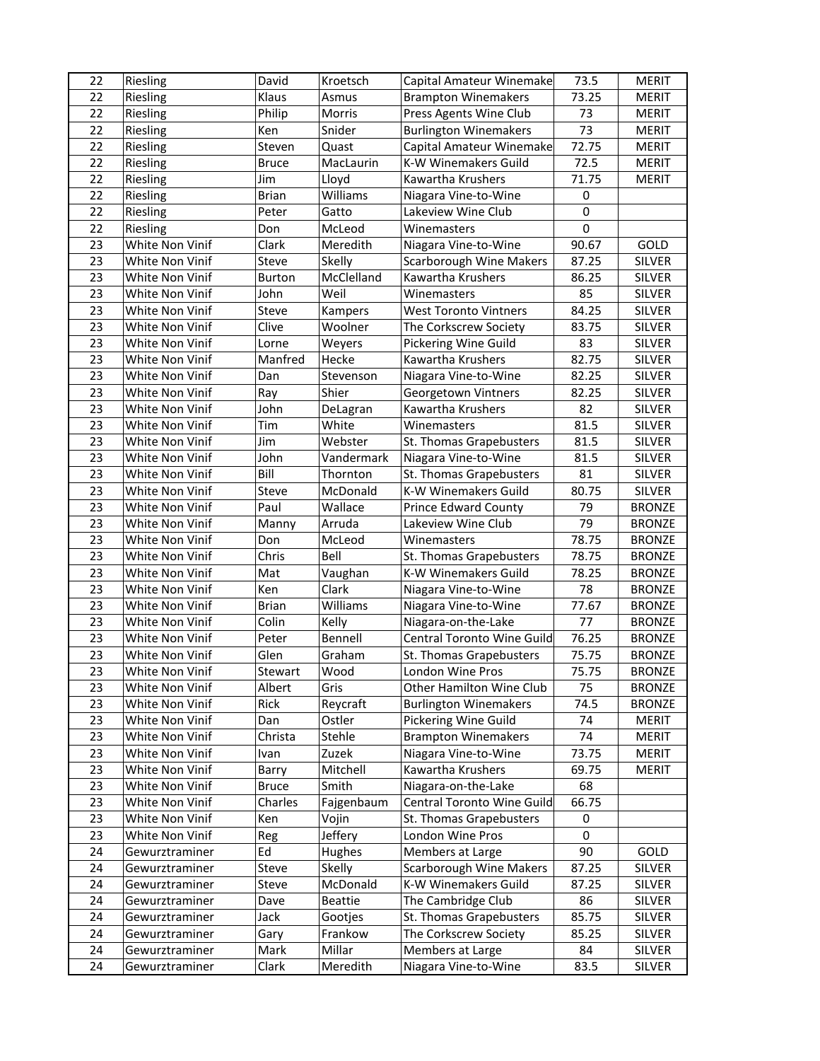| | | | | | | |
|---|---|---|---|---|---|---|
| 22 | Riesling | David | Kroetsch | Capital Amateur Winemake | 73.5 | MERIT |
| 22 | Riesling | Klaus | Asmus | Brampton Winemakers | 73.25 | MERIT |
| 22 | Riesling | Philip | Morris | Press Agents Wine Club | 73 | MERIT |
| 22 | Riesling | Ken | Snider | Burlington Winemakers | 73 | MERIT |
| 22 | Riesling | Steven | Quast | Capital Amateur Winemake | 72.75 | MERIT |
| 22 | Riesling | Bruce | MacLaurin | K-W Winemakers Guild | 72.5 | MERIT |
| 22 | Riesling | Jim | Lloyd | Kawartha Krushers | 71.75 | MERIT |
| 22 | Riesling | Brian | Williams | Niagara Vine-to-Wine | 0 | |
| 22 | Riesling | Peter | Gatto | Lakeview Wine Club | 0 | |
| 22 | Riesling | Don | McLeod | Winemasters | 0 | |
| 23 | White Non Vinif | Clark | Meredith | Niagara Vine-to-Wine | 90.67 | GOLD |
| 23 | White Non Vinif | Steve | Skelly | Scarborough Wine Makers | 87.25 | SILVER |
| 23 | White Non Vinif | Burton | McClelland | Kawartha Krushers | 86.25 | SILVER |
| 23 | White Non Vinif | John | Weil | Winemasters | 85 | SILVER |
| 23 | White Non Vinif | Steve | Kampers | West Toronto Vintners | 84.25 | SILVER |
| 23 | White Non Vinif | Clive | Woolner | The Corkscrew Society | 83.75 | SILVER |
| 23 | White Non Vinif | Lorne | Weyers | Pickering Wine Guild | 83 | SILVER |
| 23 | White Non Vinif | Manfred | Hecke | Kawartha Krushers | 82.75 | SILVER |
| 23 | White Non Vinif | Dan | Stevenson | Niagara Vine-to-Wine | 82.25 | SILVER |
| 23 | White Non Vinif | Ray | Shier | Georgetown Vintners | 82.25 | SILVER |
| 23 | White Non Vinif | John | DeLagran | Kawartha Krushers | 82 | SILVER |
| 23 | White Non Vinif | Tim | White | Winemasters | 81.5 | SILVER |
| 23 | White Non Vinif | Jim | Webster | St. Thomas Grapebusters | 81.5 | SILVER |
| 23 | White Non Vinif | John | Vandermark | Niagara Vine-to-Wine | 81.5 | SILVER |
| 23 | White Non Vinif | Bill | Thornton | St. Thomas Grapebusters | 81 | SILVER |
| 23 | White Non Vinif | Steve | McDonald | K-W Winemakers Guild | 80.75 | SILVER |
| 23 | White Non Vinif | Paul | Wallace | Prince Edward County | 79 | BRONZE |
| 23 | White Non Vinif | Manny | Arruda | Lakeview Wine Club | 79 | BRONZE |
| 23 | White Non Vinif | Don | McLeod | Winemasters | 78.75 | BRONZE |
| 23 | White Non Vinif | Chris | Bell | St. Thomas Grapebusters | 78.75 | BRONZE |
| 23 | White Non Vinif | Mat | Vaughan | K-W Winemakers Guild | 78.25 | BRONZE |
| 23 | White Non Vinif | Ken | Clark | Niagara Vine-to-Wine | 78 | BRONZE |
| 23 | White Non Vinif | Brian | Williams | Niagara Vine-to-Wine | 77.67 | BRONZE |
| 23 | White Non Vinif | Colin | Kelly | Niagara-on-the-Lake | 77 | BRONZE |
| 23 | White Non Vinif | Peter | Bennell | Central Toronto Wine Guild | 76.25 | BRONZE |
| 23 | White Non Vinif | Glen | Graham | St. Thomas Grapebusters | 75.75 | BRONZE |
| 23 | White Non Vinif | Stewart | Wood | London Wine Pros | 75.75 | BRONZE |
| 23 | White Non Vinif | Albert | Gris | Other Hamilton Wine Club | 75 | BRONZE |
| 23 | White Non Vinif | Rick | Reycraft | Burlington Winemakers | 74.5 | BRONZE |
| 23 | White Non Vinif | Dan | Ostler | Pickering Wine Guild | 74 | MERIT |
| 23 | White Non Vinif | Christa | Stehle | Brampton Winemakers | 74 | MERIT |
| 23 | White Non Vinif | Ivan | Zuzek | Niagara Vine-to-Wine | 73.75 | MERIT |
| 23 | White Non Vinif | Barry | Mitchell | Kawartha Krushers | 69.75 | MERIT |
| 23 | White Non Vinif | Bruce | Smith | Niagara-on-the-Lake | 68 | |
| 23 | White Non Vinif | Charles | Fajgenbaum | Central Toronto Wine Guild | 66.75 | |
| 23 | White Non Vinif | Ken | Vojin | St. Thomas Grapebusters | 0 | |
| 23 | White Non Vinif | Reg | Jeffery | London Wine Pros | 0 | |
| 24 | Gewurztraminer | Ed | Hughes | Members at Large | 90 | GOLD |
| 24 | Gewurztraminer | Steve | Skelly | Scarborough Wine Makers | 87.25 | SILVER |
| 24 | Gewurztraminer | Steve | McDonald | K-W Winemakers Guild | 87.25 | SILVER |
| 24 | Gewurztraminer | Dave | Beattie | The Cambridge Club | 86 | SILVER |
| 24 | Gewurztraminer | Jack | Gootjes | St. Thomas Grapebusters | 85.75 | SILVER |
| 24 | Gewurztraminer | Gary | Frankow | The Corkscrew Society | 85.25 | SILVER |
| 24 | Gewurztraminer | Mark | Millar | Members at Large | 84 | SILVER |
| 24 | Gewurztraminer | Clark | Meredith | Niagara Vine-to-Wine | 83.5 | SILVER |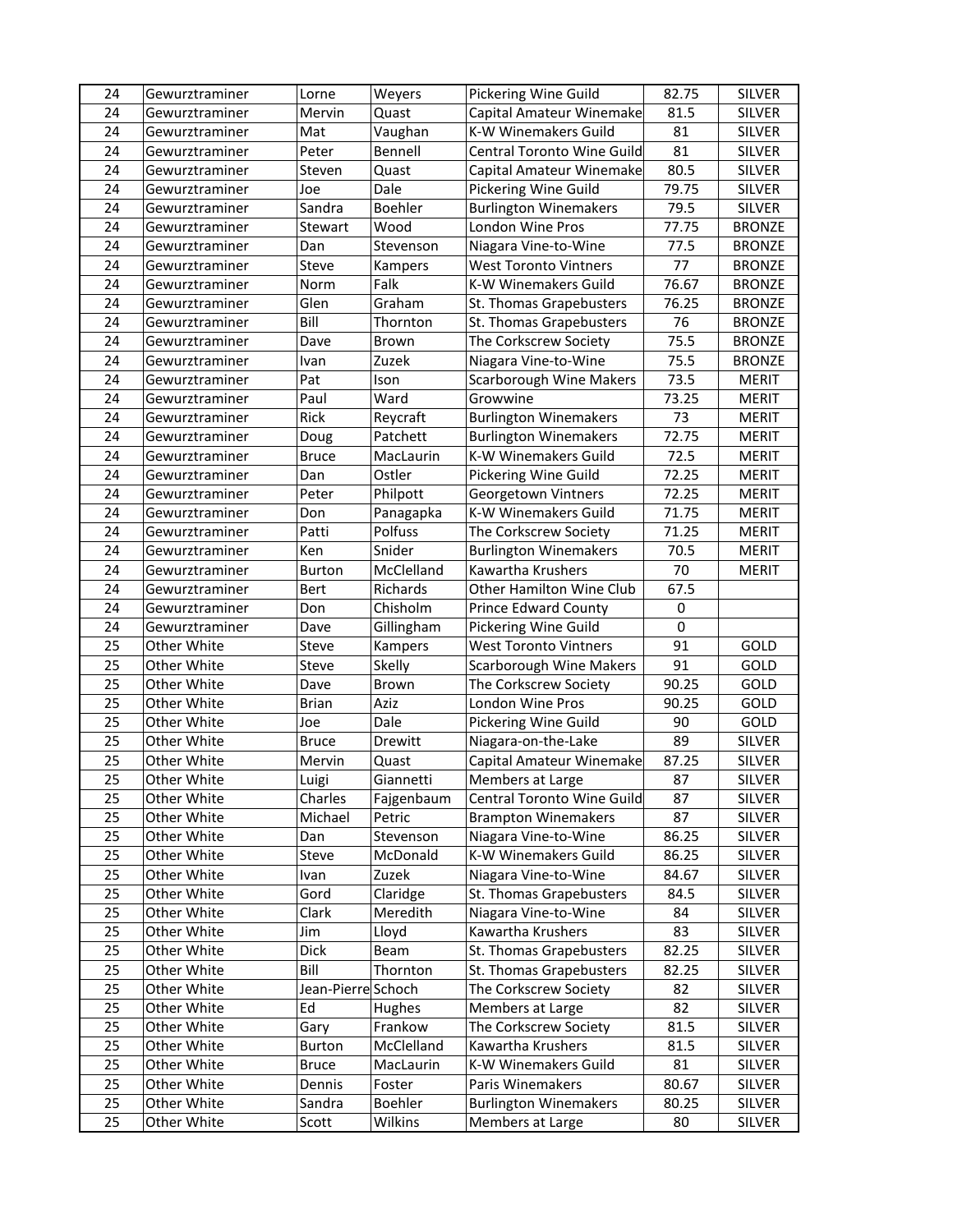| 24 | Gewurztraminer | Lorne | Weyers | Pickering Wine Guild | 82.75 | SILVER |
|---|---|---|---|---|---|---|
| 24 | Gewurztraminer | Mervin | Quast | Capital Amateur Winemake | 81.5 | SILVER |
| 24 | Gewurztraminer | Mat | Vaughan | K-W Winemakers Guild | 81 | SILVER |
| 24 | Gewurztraminer | Peter | Bennell | Central Toronto Wine Guild | 81 | SILVER |
| 24 | Gewurztraminer | Steven | Quast | Capital Amateur Winemake | 80.5 | SILVER |
| 24 | Gewurztraminer | Joe | Dale | Pickering Wine Guild | 79.75 | SILVER |
| 24 | Gewurztraminer | Sandra | Boehler | Burlington Winemakers | 79.5 | SILVER |
| 24 | Gewurztraminer | Stewart | Wood | London Wine Pros | 77.75 | BRONZE |
| 24 | Gewurztraminer | Dan | Stevenson | Niagara Vine-to-Wine | 77.5 | BRONZE |
| 24 | Gewurztraminer | Steve | Kampers | West Toronto Vintners | 77 | BRONZE |
| 24 | Gewurztraminer | Norm | Falk | K-W Winemakers Guild | 76.67 | BRONZE |
| 24 | Gewurztraminer | Glen | Graham | St. Thomas Grapebusters | 76.25 | BRONZE |
| 24 | Gewurztraminer | Bill | Thornton | St. Thomas Grapebusters | 76 | BRONZE |
| 24 | Gewurztraminer | Dave | Brown | The Corkscrew Society | 75.5 | BRONZE |
| 24 | Gewurztraminer | Ivan | Zuzek | Niagara Vine-to-Wine | 75.5 | BRONZE |
| 24 | Gewurztraminer | Pat | Ison | Scarborough Wine Makers | 73.5 | MERIT |
| 24 | Gewurztraminer | Paul | Ward | Growwine | 73.25 | MERIT |
| 24 | Gewurztraminer | Rick | Reycraft | Burlington Winemakers | 73 | MERIT |
| 24 | Gewurztraminer | Doug | Patchett | Burlington Winemakers | 72.75 | MERIT |
| 24 | Gewurztraminer | Bruce | MacLaurin | K-W Winemakers Guild | 72.5 | MERIT |
| 24 | Gewurztraminer | Dan | Ostler | Pickering Wine Guild | 72.25 | MERIT |
| 24 | Gewurztraminer | Peter | Philpott | Georgetown Vintners | 72.25 | MERIT |
| 24 | Gewurztraminer | Don | Panagapka | K-W Winemakers Guild | 71.75 | MERIT |
| 24 | Gewurztraminer | Patti | Polfuss | The Corkscrew Society | 71.25 | MERIT |
| 24 | Gewurztraminer | Ken | Snider | Burlington Winemakers | 70.5 | MERIT |
| 24 | Gewurztraminer | Burton | McClelland | Kawartha Krushers | 70 | MERIT |
| 24 | Gewurztraminer | Bert | Richards | Other Hamilton Wine Club | 67.5 | |
| 24 | Gewurztraminer | Don | Chisholm | Prince Edward County | 0 | |
| 24 | Gewurztraminer | Dave | Gillingham | Pickering Wine Guild | 0 | |
| 25 | Other White | Steve | Kampers | West Toronto Vintners | 91 | GOLD |
| 25 | Other White | Steve | Skelly | Scarborough Wine Makers | 91 | GOLD |
| 25 | Other White | Dave | Brown | The Corkscrew Society | 90.25 | GOLD |
| 25 | Other White | Brian | Aziz | London Wine Pros | 90.25 | GOLD |
| 25 | Other White | Joe | Dale | Pickering Wine Guild | 90 | GOLD |
| 25 | Other White | Bruce | Drewitt | Niagara-on-the-Lake | 89 | SILVER |
| 25 | Other White | Mervin | Quast | Capital Amateur Winemake | 87.25 | SILVER |
| 25 | Other White | Luigi | Giannetti | Members at Large | 87 | SILVER |
| 25 | Other White | Charles | Fajgenbaum | Central Toronto Wine Guild | 87 | SILVER |
| 25 | Other White | Michael | Petric | Brampton Winemakers | 87 | SILVER |
| 25 | Other White | Dan | Stevenson | Niagara Vine-to-Wine | 86.25 | SILVER |
| 25 | Other White | Steve | McDonald | K-W Winemakers Guild | 86.25 | SILVER |
| 25 | Other White | Ivan | Zuzek | Niagara Vine-to-Wine | 84.67 | SILVER |
| 25 | Other White | Gord | Claridge | St. Thomas Grapebusters | 84.5 | SILVER |
| 25 | Other White | Clark | Meredith | Niagara Vine-to-Wine | 84 | SILVER |
| 25 | Other White | Jim | Lloyd | Kawartha Krushers | 83 | SILVER |
| 25 | Other White | Dick | Beam | St. Thomas Grapebusters | 82.25 | SILVER |
| 25 | Other White | Bill | Thornton | St. Thomas Grapebusters | 82.25 | SILVER |
| 25 | Other White | Jean-Pierre | Schoch | The Corkscrew Society | 82 | SILVER |
| 25 | Other White | Ed | Hughes | Members at Large | 82 | SILVER |
| 25 | Other White | Gary | Frankow | The Corkscrew Society | 81.5 | SILVER |
| 25 | Other White | Burton | McClelland | Kawartha Krushers | 81.5 | SILVER |
| 25 | Other White | Bruce | MacLaurin | K-W Winemakers Guild | 81 | SILVER |
| 25 | Other White | Dennis | Foster | Paris Winemakers | 80.67 | SILVER |
| 25 | Other White | Sandra | Boehler | Burlington Winemakers | 80.25 | SILVER |
| 25 | Other White | Scott | Wilkins | Members at Large | 80 | SILVER |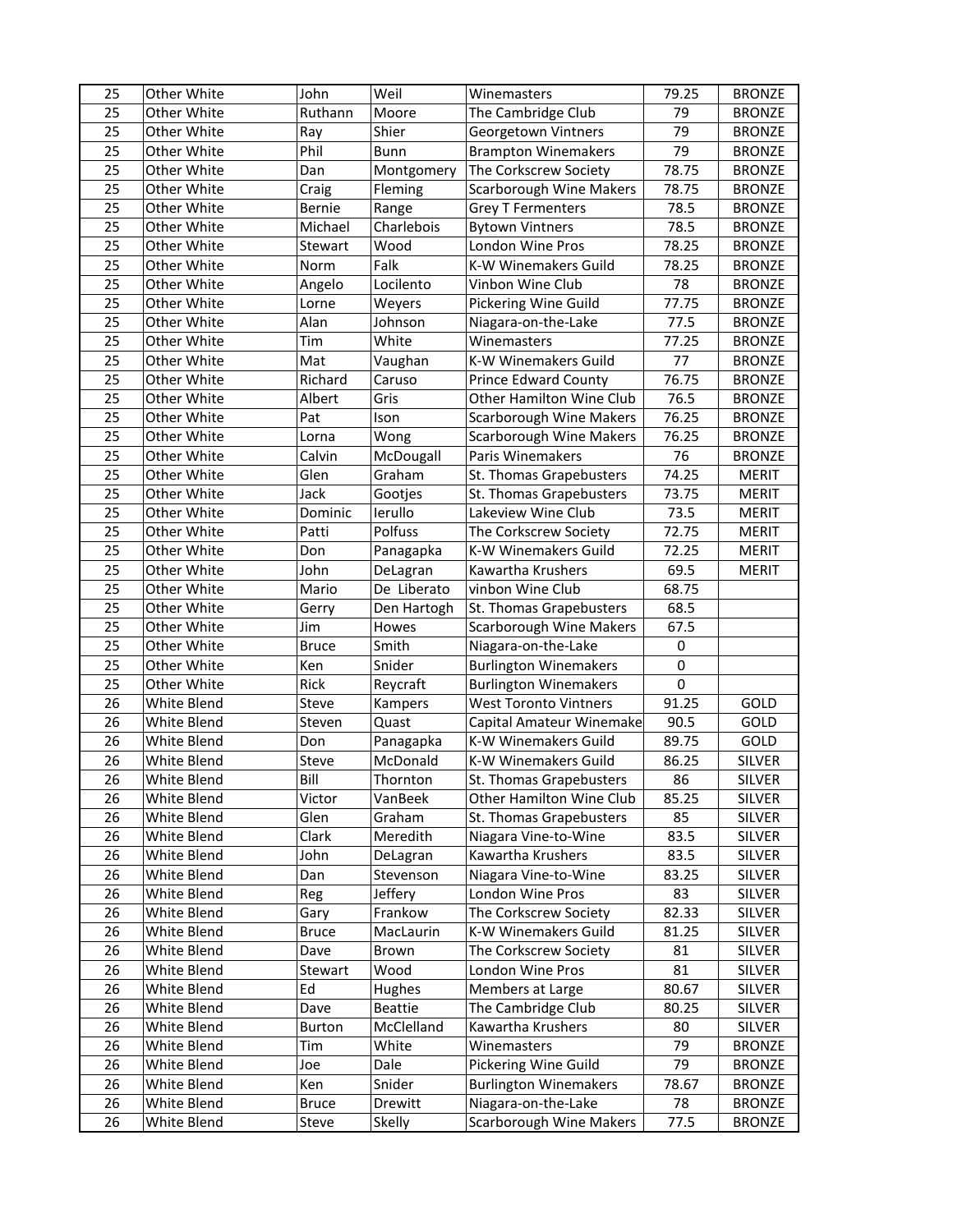| 25 | Other White | John | Weil | Winemasters | 79.25 | BRONZE |
|---|---|---|---|---|---|---|
| 25 | Other White | Ruthann | Moore | The Cambridge Club | 79 | BRONZE |
| 25 | Other White | Ray | Shier | Georgetown Vintners | 79 | BRONZE |
| 25 | Other White | Phil | Bunn | Brampton Winemakers | 79 | BRONZE |
| 25 | Other White | Dan | Montgomery | The Corkscrew Society | 78.75 | BRONZE |
| 25 | Other White | Craig | Fleming | Scarborough Wine Makers | 78.75 | BRONZE |
| 25 | Other White | Bernie | Range | Grey T Fermenters | 78.5 | BRONZE |
| 25 | Other White | Michael | Charlebois | Bytown Vintners | 78.5 | BRONZE |
| 25 | Other White | Stewart | Wood | London Wine Pros | 78.25 | BRONZE |
| 25 | Other White | Norm | Falk | K-W Winemakers Guild | 78.25 | BRONZE |
| 25 | Other White | Angelo | Locilento | Vinbon Wine Club | 78 | BRONZE |
| 25 | Other White | Lorne | Weyers | Pickering Wine Guild | 77.75 | BRONZE |
| 25 | Other White | Alan | Johnson | Niagara-on-the-Lake | 77.5 | BRONZE |
| 25 | Other White | Tim | White | Winemasters | 77.25 | BRONZE |
| 25 | Other White | Mat | Vaughan | K-W Winemakers Guild | 77 | BRONZE |
| 25 | Other White | Richard | Caruso | Prince Edward County | 76.75 | BRONZE |
| 25 | Other White | Albert | Gris | Other Hamilton Wine Club | 76.5 | BRONZE |
| 25 | Other White | Pat | Ison | Scarborough Wine Makers | 76.25 | BRONZE |
| 25 | Other White | Lorna | Wong | Scarborough Wine Makers | 76.25 | BRONZE |
| 25 | Other White | Calvin | McDougall | Paris Winemakers | 76 | BRONZE |
| 25 | Other White | Glen | Graham | St. Thomas Grapebusters | 74.25 | MERIT |
| 25 | Other White | Jack | Gootjes | St. Thomas Grapebusters | 73.75 | MERIT |
| 25 | Other White | Dominic | Ierullo | Lakeview Wine Club | 73.5 | MERIT |
| 25 | Other White | Patti | Polfuss | The Corkscrew Society | 72.75 | MERIT |
| 25 | Other White | Don | Panagapka | K-W Winemakers Guild | 72.25 | MERIT |
| 25 | Other White | John | DeLagran | Kawartha Krushers | 69.5 | MERIT |
| 25 | Other White | Mario | De Liberato | vinbon Wine Club | 68.75 | |
| 25 | Other White | Gerry | Den Hartogh | St. Thomas Grapebusters | 68.5 | |
| 25 | Other White | Jim | Howes | Scarborough Wine Makers | 67.5 | |
| 25 | Other White | Bruce | Smith | Niagara-on-the-Lake | 0 | |
| 25 | Other White | Ken | Snider | Burlington Winemakers | 0 | |
| 25 | Other White | Rick | Reycraft | Burlington Winemakers | 0 | |
| 26 | White Blend | Steve | Kampers | West Toronto Vintners | 91.25 | GOLD |
| 26 | White Blend | Steven | Quast | Capital Amateur Winemake | 90.5 | GOLD |
| 26 | White Blend | Don | Panagapka | K-W Winemakers Guild | 89.75 | GOLD |
| 26 | White Blend | Steve | McDonald | K-W Winemakers Guild | 86.25 | SILVER |
| 26 | White Blend | Bill | Thornton | St. Thomas Grapebusters | 86 | SILVER |
| 26 | White Blend | Victor | VanBeek | Other Hamilton Wine Club | 85.25 | SILVER |
| 26 | White Blend | Glen | Graham | St. Thomas Grapebusters | 85 | SILVER |
| 26 | White Blend | Clark | Meredith | Niagara Vine-to-Wine | 83.5 | SILVER |
| 26 | White Blend | John | DeLagran | Kawartha Krushers | 83.5 | SILVER |
| 26 | White Blend | Dan | Stevenson | Niagara Vine-to-Wine | 83.25 | SILVER |
| 26 | White Blend | Reg | Jeffery | London Wine Pros | 83 | SILVER |
| 26 | White Blend | Gary | Frankow | The Corkscrew Society | 82.33 | SILVER |
| 26 | White Blend | Bruce | MacLaurin | K-W Winemakers Guild | 81.25 | SILVER |
| 26 | White Blend | Dave | Brown | The Corkscrew Society | 81 | SILVER |
| 26 | White Blend | Stewart | Wood | London Wine Pros | 81 | SILVER |
| 26 | White Blend | Ed | Hughes | Members at Large | 80.67 | SILVER |
| 26 | White Blend | Dave | Beattie | The Cambridge Club | 80.25 | SILVER |
| 26 | White Blend | Burton | McClelland | Kawartha Krushers | 80 | SILVER |
| 26 | White Blend | Tim | White | Winemasters | 79 | BRONZE |
| 26 | White Blend | Joe | Dale | Pickering Wine Guild | 79 | BRONZE |
| 26 | White Blend | Ken | Snider | Burlington Winemakers | 78.67 | BRONZE |
| 26 | White Blend | Bruce | Drewitt | Niagara-on-the-Lake | 78 | BRONZE |
| 26 | White Blend | Steve | Skelly | Scarborough Wine Makers | 77.5 | BRONZE |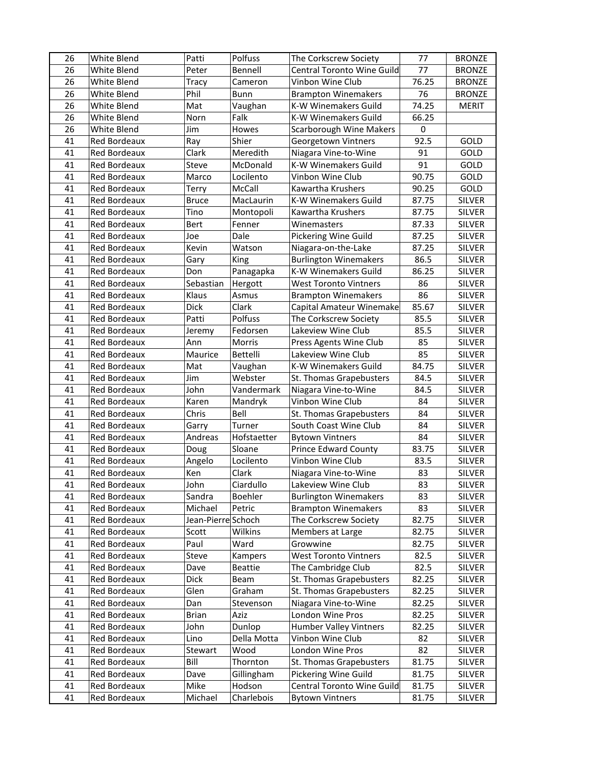| 26 | White Blend | Patti | Polfuss | The Corkscrew Society | 77 | BRONZE |
|---|---|---|---|---|---|---|
| 26 | White Blend | Peter | Bennell | Central Toronto Wine Guild | 77 | BRONZE |
| 26 | White Blend | Tracy | Cameron | Vinbon Wine Club | 76.25 | BRONZE |
| 26 | White Blend | Phil | Bunn | Brampton Winemakers | 76 | BRONZE |
| 26 | White Blend | Mat | Vaughan | K-W Winemakers Guild | 74.25 | MERIT |
| 26 | White Blend | Norn | Falk | K-W Winemakers Guild | 66.25 | |
| 26 | White Blend | Jim | Howes | Scarborough Wine Makers | 0 | |
| 41 | Red Bordeaux | Ray | Shier | Georgetown Vintners | 92.5 | GOLD |
| 41 | Red Bordeaux | Clark | Meredith | Niagara Vine-to-Wine | 91 | GOLD |
| 41 | Red Bordeaux | Steve | McDonald | K-W Winemakers Guild | 91 | GOLD |
| 41 | Red Bordeaux | Marco | Locilento | Vinbon Wine Club | 90.75 | GOLD |
| 41 | Red Bordeaux | Terry | McCall | Kawartha Krushers | 90.25 | GOLD |
| 41 | Red Bordeaux | Bruce | MacLaurin | K-W Winemakers Guild | 87.75 | SILVER |
| 41 | Red Bordeaux | Tino | Montopoli | Kawartha Krushers | 87.75 | SILVER |
| 41 | Red Bordeaux | Bert | Fenner | Winemasters | 87.33 | SILVER |
| 41 | Red Bordeaux | Joe | Dale | Pickering Wine Guild | 87.25 | SILVER |
| 41 | Red Bordeaux | Kevin | Watson | Niagara-on-the-Lake | 87.25 | SILVER |
| 41 | Red Bordeaux | Gary | King | Burlington Winemakers | 86.5 | SILVER |
| 41 | Red Bordeaux | Don | Panagapka | K-W Winemakers Guild | 86.25 | SILVER |
| 41 | Red Bordeaux | Sebastian | Hergott | West Toronto Vintners | 86 | SILVER |
| 41 | Red Bordeaux | Klaus | Asmus | Brampton Winemakers | 86 | SILVER |
| 41 | Red Bordeaux | Dick | Clark | Capital Amateur Winemake | 85.67 | SILVER |
| 41 | Red Bordeaux | Patti | Polfuss | The Corkscrew Society | 85.5 | SILVER |
| 41 | Red Bordeaux | Jeremy | Fedorsen | Lakeview Wine Club | 85.5 | SILVER |
| 41 | Red Bordeaux | Ann | Morris | Press Agents Wine Club | 85 | SILVER |
| 41 | Red Bordeaux | Maurice | Bettelli | Lakeview Wine Club | 85 | SILVER |
| 41 | Red Bordeaux | Mat | Vaughan | K-W Winemakers Guild | 84.75 | SILVER |
| 41 | Red Bordeaux | Jim | Webster | St. Thomas Grapebusters | 84.5 | SILVER |
| 41 | Red Bordeaux | John | Vandermark | Niagara Vine-to-Wine | 84.5 | SILVER |
| 41 | Red Bordeaux | Karen | Mandryk | Vinbon Wine Club | 84 | SILVER |
| 41 | Red Bordeaux | Chris | Bell | St. Thomas Grapebusters | 84 | SILVER |
| 41 | Red Bordeaux | Garry | Turner | South Coast Wine Club | 84 | SILVER |
| 41 | Red Bordeaux | Andreas | Hofstaetter | Bytown Vintners | 84 | SILVER |
| 41 | Red Bordeaux | Doug | Sloane | Prince Edward County | 83.75 | SILVER |
| 41 | Red Bordeaux | Angelo | Locilento | Vinbon Wine Club | 83.5 | SILVER |
| 41 | Red Bordeaux | Ken | Clark | Niagara Vine-to-Wine | 83 | SILVER |
| 41 | Red Bordeaux | John | Ciardullo | Lakeview Wine Club | 83 | SILVER |
| 41 | Red Bordeaux | Sandra | Boehler | Burlington Winemakers | 83 | SILVER |
| 41 | Red Bordeaux | Michael | Petric | Brampton Winemakers | 83 | SILVER |
| 41 | Red Bordeaux | Jean-Pierre | Schoch | The Corkscrew Society | 82.75 | SILVER |
| 41 | Red Bordeaux | Scott | Wilkins | Members at Large | 82.75 | SILVER |
| 41 | Red Bordeaux | Paul | Ward | Growwine | 82.75 | SILVER |
| 41 | Red Bordeaux | Steve | Kampers | West Toronto Vintners | 82.5 | SILVER |
| 41 | Red Bordeaux | Dave | Beattie | The Cambridge Club | 82.5 | SILVER |
| 41 | Red Bordeaux | Dick | Beam | St. Thomas Grapebusters | 82.25 | SILVER |
| 41 | Red Bordeaux | Glen | Graham | St. Thomas Grapebusters | 82.25 | SILVER |
| 41 | Red Bordeaux | Dan | Stevenson | Niagara Vine-to-Wine | 82.25 | SILVER |
| 41 | Red Bordeaux | Brian | Aziz | London Wine Pros | 82.25 | SILVER |
| 41 | Red Bordeaux | John | Dunlop | Humber Valley Vintners | 82.25 | SILVER |
| 41 | Red Bordeaux | Lino | Della Motta | Vinbon Wine Club | 82 | SILVER |
| 41 | Red Bordeaux | Stewart | Wood | London Wine Pros | 82 | SILVER |
| 41 | Red Bordeaux | Bill | Thornton | St. Thomas Grapebusters | 81.75 | SILVER |
| 41 | Red Bordeaux | Dave | Gillingham | Pickering Wine Guild | 81.75 | SILVER |
| 41 | Red Bordeaux | Mike | Hodson | Central Toronto Wine Guild | 81.75 | SILVER |
| 41 | Red Bordeaux | Michael | Charlebois | Bytown Vintners | 81.75 | SILVER |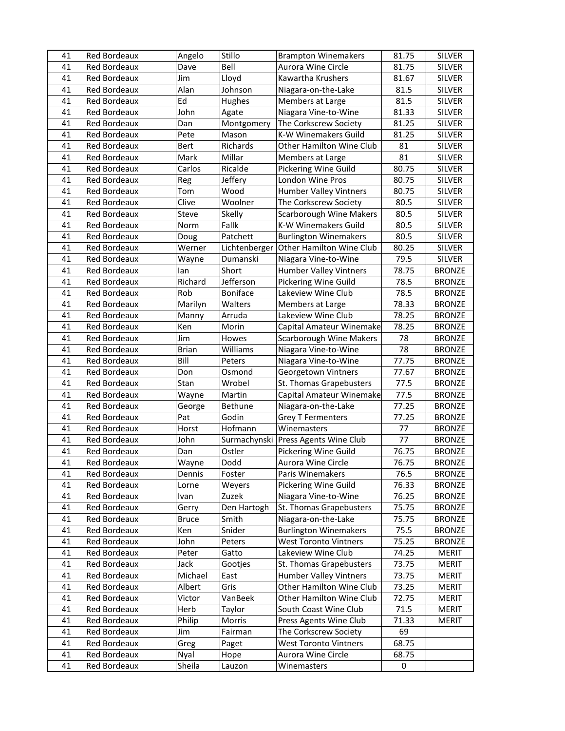| 41 | Red Bordeaux | Angelo | Stillo | Brampton Winemakers | 81.75 | SILVER |
|---|---|---|---|---|---|---|
| 41 | Red Bordeaux | Dave | Bell | Aurora Wine Circle | 81.75 | SILVER |
| 41 | Red Bordeaux | Jim | Lloyd | Kawartha Krushers | 81.67 | SILVER |
| 41 | Red Bordeaux | Alan | Johnson | Niagara-on-the-Lake | 81.5 | SILVER |
| 41 | Red Bordeaux | Ed | Hughes | Members at Large | 81.5 | SILVER |
| 41 | Red Bordeaux | John | Agate | Niagara Vine-to-Wine | 81.33 | SILVER |
| 41 | Red Bordeaux | Dan | Montgomery | The Corkscrew Society | 81.25 | SILVER |
| 41 | Red Bordeaux | Pete | Mason | K-W Winemakers Guild | 81.25 | SILVER |
| 41 | Red Bordeaux | Bert | Richards | Other Hamilton Wine Club | 81 | SILVER |
| 41 | Red Bordeaux | Mark | Millar | Members at Large | 81 | SILVER |
| 41 | Red Bordeaux | Carlos | Ricalde | Pickering Wine Guild | 80.75 | SILVER |
| 41 | Red Bordeaux | Reg | Jeffery | London Wine Pros | 80.75 | SILVER |
| 41 | Red Bordeaux | Tom | Wood | Humber Valley Vintners | 80.75 | SILVER |
| 41 | Red Bordeaux | Clive | Woolner | The Corkscrew Society | 80.5 | SILVER |
| 41 | Red Bordeaux | Steve | Skelly | Scarborough Wine Makers | 80.5 | SILVER |
| 41 | Red Bordeaux | Norm | Fallk | K-W Winemakers Guild | 80.5 | SILVER |
| 41 | Red Bordeaux | Doug | Patchett | Burlington Winemakers | 80.5 | SILVER |
| 41 | Red Bordeaux | Werner | Lichtenberger | Other Hamilton Wine Club | 80.25 | SILVER |
| 41 | Red Bordeaux | Wayne | Dumanski | Niagara Vine-to-Wine | 79.5 | SILVER |
| 41 | Red Bordeaux | Ian | Short | Humber Valley Vintners | 78.75 | BRONZE |
| 41 | Red Bordeaux | Richard | Jefferson | Pickering Wine Guild | 78.5 | BRONZE |
| 41 | Red Bordeaux | Rob | Boniface | Lakeview Wine Club | 78.5 | BRONZE |
| 41 | Red Bordeaux | Marilyn | Walters | Members at Large | 78.33 | BRONZE |
| 41 | Red Bordeaux | Manny | Arruda | Lakeview Wine Club | 78.25 | BRONZE |
| 41 | Red Bordeaux | Ken | Morin | Capital Amateur Winemake | 78.25 | BRONZE |
| 41 | Red Bordeaux | Jim | Howes | Scarborough Wine Makers | 78 | BRONZE |
| 41 | Red Bordeaux | Brian | Williams | Niagara Vine-to-Wine | 78 | BRONZE |
| 41 | Red Bordeaux | Bill | Peters | Niagara Vine-to-Wine | 77.75 | BRONZE |
| 41 | Red Bordeaux | Don | Osmond | Georgetown Vintners | 77.67 | BRONZE |
| 41 | Red Bordeaux | Stan | Wrobel | St. Thomas Grapebusters | 77.5 | BRONZE |
| 41 | Red Bordeaux | Wayne | Martin | Capital Amateur Winemake | 77.5 | BRONZE |
| 41 | Red Bordeaux | George | Bethune | Niagara-on-the-Lake | 77.25 | BRONZE |
| 41 | Red Bordeaux | Pat | Godin | Grey T Fermenters | 77.25 | BRONZE |
| 41 | Red Bordeaux | Horst | Hofmann | Winemasters | 77 | BRONZE |
| 41 | Red Bordeaux | John | Surmachynski | Press Agents Wine Club | 77 | BRONZE |
| 41 | Red Bordeaux | Dan | Ostler | Pickering Wine Guild | 76.75 | BRONZE |
| 41 | Red Bordeaux | Wayne | Dodd | Aurora Wine Circle | 76.75 | BRONZE |
| 41 | Red Bordeaux | Dennis | Foster | Paris Winemakers | 76.5 | BRONZE |
| 41 | Red Bordeaux | Lorne | Weyers | Pickering Wine Guild | 76.33 | BRONZE |
| 41 | Red Bordeaux | Ivan | Zuzek | Niagara Vine-to-Wine | 76.25 | BRONZE |
| 41 | Red Bordeaux | Gerry | Den Hartogh | St. Thomas Grapebusters | 75.75 | BRONZE |
| 41 | Red Bordeaux | Bruce | Smith | Niagara-on-the-Lake | 75.75 | BRONZE |
| 41 | Red Bordeaux | Ken | Snider | Burlington Winemakers | 75.5 | BRONZE |
| 41 | Red Bordeaux | John | Peters | West Toronto Vintners | 75.25 | BRONZE |
| 41 | Red Bordeaux | Peter | Gatto | Lakeview Wine Club | 74.25 | MERIT |
| 41 | Red Bordeaux | Jack | Gootjes | St. Thomas Grapebusters | 73.75 | MERIT |
| 41 | Red Bordeaux | Michael | East | Humber Valley Vintners | 73.75 | MERIT |
| 41 | Red Bordeaux | Albert | Gris | Other Hamilton Wine Club | 73.25 | MERIT |
| 41 | Red Bordeaux | Victor | VanBeek | Other Hamilton Wine Club | 72.75 | MERIT |
| 41 | Red Bordeaux | Herb | Taylor | South Coast Wine Club | 71.5 | MERIT |
| 41 | Red Bordeaux | Philip | Morris | Press Agents Wine Club | 71.33 | MERIT |
| 41 | Red Bordeaux | Jim | Fairman | The Corkscrew Society | 69 | |
| 41 | Red Bordeaux | Greg | Paget | West Toronto Vintners | 68.75 | |
| 41 | Red Bordeaux | Nyal | Hope | Aurora Wine Circle | 68.75 | |
| 41 | Red Bordeaux | Sheila | Lauzon | Winemasters | 0 | |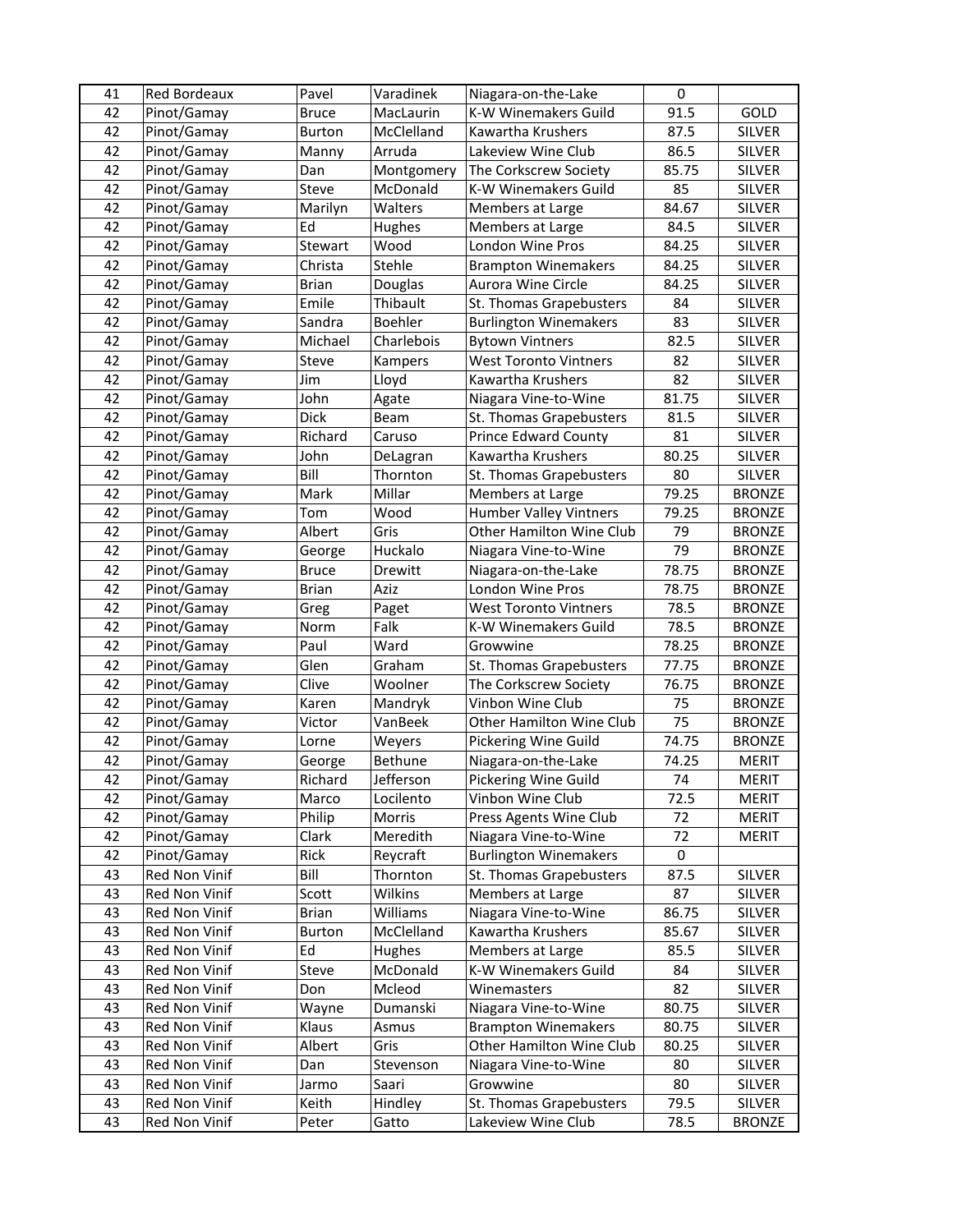| 41 | Red Bordeaux | Pavel | Varadinek | Niagara-on-the-Lake | 0 | |
|---|---|---|---|---|---|---|
| 42 | Pinot/Gamay | Bruce | MacLaurin | K-W Winemakers Guild | 91.5 | GOLD |
| 42 | Pinot/Gamay | Burton | McClelland | Kawartha Krushers | 87.5 | SILVER |
| 42 | Pinot/Gamay | Manny | Arruda | Lakeview Wine Club | 86.5 | SILVER |
| 42 | Pinot/Gamay | Dan | Montgomery | The Corkscrew Society | 85.75 | SILVER |
| 42 | Pinot/Gamay | Steve | McDonald | K-W Winemakers Guild | 85 | SILVER |
| 42 | Pinot/Gamay | Marilyn | Walters | Members at Large | 84.67 | SILVER |
| 42 | Pinot/Gamay | Ed | Hughes | Members at Large | 84.5 | SILVER |
| 42 | Pinot/Gamay | Stewart | Wood | London Wine Pros | 84.25 | SILVER |
| 42 | Pinot/Gamay | Christa | Stehle | Brampton Winemakers | 84.25 | SILVER |
| 42 | Pinot/Gamay | Brian | Douglas | Aurora Wine Circle | 84.25 | SILVER |
| 42 | Pinot/Gamay | Emile | Thibault | St. Thomas Grapebusters | 84 | SILVER |
| 42 | Pinot/Gamay | Sandra | Boehler | Burlington Winemakers | 83 | SILVER |
| 42 | Pinot/Gamay | Michael | Charlebois | Bytown Vintners | 82.5 | SILVER |
| 42 | Pinot/Gamay | Steve | Kampers | West Toronto Vintners | 82 | SILVER |
| 42 | Pinot/Gamay | Jim | Lloyd | Kawartha Krushers | 82 | SILVER |
| 42 | Pinot/Gamay | John | Agate | Niagara Vine-to-Wine | 81.75 | SILVER |
| 42 | Pinot/Gamay | Dick | Beam | St. Thomas Grapebusters | 81.5 | SILVER |
| 42 | Pinot/Gamay | Richard | Caruso | Prince Edward County | 81 | SILVER |
| 42 | Pinot/Gamay | John | DeLagran | Kawartha Krushers | 80.25 | SILVER |
| 42 | Pinot/Gamay | Bill | Thornton | St. Thomas Grapebusters | 80 | SILVER |
| 42 | Pinot/Gamay | Mark | Millar | Members at Large | 79.25 | BRONZE |
| 42 | Pinot/Gamay | Tom | Wood | Humber Valley Vintners | 79.25 | BRONZE |
| 42 | Pinot/Gamay | Albert | Gris | Other Hamilton Wine Club | 79 | BRONZE |
| 42 | Pinot/Gamay | George | Huckalo | Niagara Vine-to-Wine | 79 | BRONZE |
| 42 | Pinot/Gamay | Bruce | Drewitt | Niagara-on-the-Lake | 78.75 | BRONZE |
| 42 | Pinot/Gamay | Brian | Aziz | London Wine Pros | 78.75 | BRONZE |
| 42 | Pinot/Gamay | Greg | Paget | West Toronto Vintners | 78.5 | BRONZE |
| 42 | Pinot/Gamay | Norm | Falk | K-W Winemakers Guild | 78.5 | BRONZE |
| 42 | Pinot/Gamay | Paul | Ward | Growwine | 78.25 | BRONZE |
| 42 | Pinot/Gamay | Glen | Graham | St. Thomas Grapebusters | 77.75 | BRONZE |
| 42 | Pinot/Gamay | Clive | Woolner | The Corkscrew Society | 76.75 | BRONZE |
| 42 | Pinot/Gamay | Karen | Mandryk | Vinbon Wine Club | 75 | BRONZE |
| 42 | Pinot/Gamay | Victor | VanBeek | Other Hamilton Wine Club | 75 | BRONZE |
| 42 | Pinot/Gamay | Lorne | Weyers | Pickering Wine Guild | 74.75 | BRONZE |
| 42 | Pinot/Gamay | George | Bethune | Niagara-on-the-Lake | 74.25 | MERIT |
| 42 | Pinot/Gamay | Richard | Jefferson | Pickering Wine Guild | 74 | MERIT |
| 42 | Pinot/Gamay | Marco | Locilento | Vinbon Wine Club | 72.5 | MERIT |
| 42 | Pinot/Gamay | Philip | Morris | Press Agents Wine Club | 72 | MERIT |
| 42 | Pinot/Gamay | Clark | Meredith | Niagara Vine-to-Wine | 72 | MERIT |
| 42 | Pinot/Gamay | Rick | Reycraft | Burlington Winemakers | 0 | |
| 43 | Red Non Vinif | Bill | Thornton | St. Thomas Grapebusters | 87.5 | SILVER |
| 43 | Red Non Vinif | Scott | Wilkins | Members at Large | 87 | SILVER |
| 43 | Red Non Vinif | Brian | Williams | Niagara Vine-to-Wine | 86.75 | SILVER |
| 43 | Red Non Vinif | Burton | McClelland | Kawartha Krushers | 85.67 | SILVER |
| 43 | Red Non Vinif | Ed | Hughes | Members at Large | 85.5 | SILVER |
| 43 | Red Non Vinif | Steve | McDonald | K-W Winemakers Guild | 84 | SILVER |
| 43 | Red Non Vinif | Don | Mcleod | Winemasters | 82 | SILVER |
| 43 | Red Non Vinif | Wayne | Dumanski | Niagara Vine-to-Wine | 80.75 | SILVER |
| 43 | Red Non Vinif | Klaus | Asmus | Brampton Winemakers | 80.75 | SILVER |
| 43 | Red Non Vinif | Albert | Gris | Other Hamilton Wine Club | 80.25 | SILVER |
| 43 | Red Non Vinif | Dan | Stevenson | Niagara Vine-to-Wine | 80 | SILVER |
| 43 | Red Non Vinif | Jarmo | Saari | Growwine | 80 | SILVER |
| 43 | Red Non Vinif | Keith | Hindley | St. Thomas Grapebusters | 79.5 | SILVER |
| 43 | Red Non Vinif | Peter | Gatto | Lakeview Wine Club | 78.5 | BRONZE |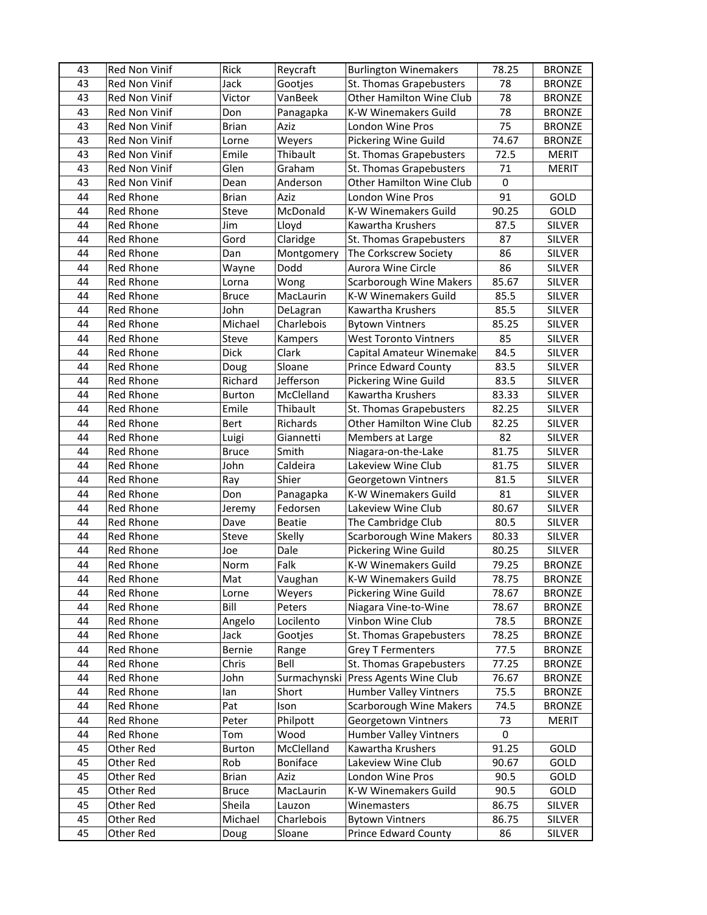| 43 | Red Non Vinif | Rick | Reycraft | Burlington Winemakers | 78.25 | BRONZE |
|---|---|---|---|---|---|---|
| 43 | Red Non Vinif | Jack | Gootjes | St. Thomas Grapebusters | 78 | BRONZE |
| 43 | Red Non Vinif | Victor | VanBeek | Other Hamilton Wine Club | 78 | BRONZE |
| 43 | Red Non Vinif | Don | Panagapka | K-W Winemakers Guild | 78 | BRONZE |
| 43 | Red Non Vinif | Brian | Aziz | London Wine Pros | 75 | BRONZE |
| 43 | Red Non Vinif | Lorne | Weyers | Pickering Wine Guild | 74.67 | BRONZE |
| 43 | Red Non Vinif | Emile | Thibault | St. Thomas Grapebusters | 72.5 | MERIT |
| 43 | Red Non Vinif | Glen | Graham | St. Thomas Grapebusters | 71 | MERIT |
| 43 | Red Non Vinif | Dean | Anderson | Other Hamilton Wine Club | 0 | |
| 44 | Red Rhone | Brian | Aziz | London Wine Pros | 91 | GOLD |
| 44 | Red Rhone | Steve | McDonald | K-W Winemakers Guild | 90.25 | GOLD |
| 44 | Red Rhone | Jim | Lloyd | Kawartha Krushers | 87.5 | SILVER |
| 44 | Red Rhone | Gord | Claridge | St. Thomas Grapebusters | 87 | SILVER |
| 44 | Red Rhone | Dan | Montgomery | The Corkscrew Society | 86 | SILVER |
| 44 | Red Rhone | Wayne | Dodd | Aurora Wine Circle | 86 | SILVER |
| 44 | Red Rhone | Lorna | Wong | Scarborough Wine Makers | 85.67 | SILVER |
| 44 | Red Rhone | Bruce | MacLaurin | K-W Winemakers Guild | 85.5 | SILVER |
| 44 | Red Rhone | John | DeLagran | Kawartha Krushers | 85.5 | SILVER |
| 44 | Red Rhone | Michael | Charlebois | Bytown Vintners | 85.25 | SILVER |
| 44 | Red Rhone | Steve | Kampers | West Toronto Vintners | 85 | SILVER |
| 44 | Red Rhone | Dick | Clark | Capital Amateur Winemake | 84.5 | SILVER |
| 44 | Red Rhone | Doug | Sloane | Prince Edward County | 83.5 | SILVER |
| 44 | Red Rhone | Richard | Jefferson | Pickering Wine Guild | 83.5 | SILVER |
| 44 | Red Rhone | Burton | McClelland | Kawartha Krushers | 83.33 | SILVER |
| 44 | Red Rhone | Emile | Thibault | St. Thomas Grapebusters | 82.25 | SILVER |
| 44 | Red Rhone | Bert | Richards | Other Hamilton Wine Club | 82.25 | SILVER |
| 44 | Red Rhone | Luigi | Giannetti | Members at Large | 82 | SILVER |
| 44 | Red Rhone | Bruce | Smith | Niagara-on-the-Lake | 81.75 | SILVER |
| 44 | Red Rhone | John | Caldeira | Lakeview Wine Club | 81.75 | SILVER |
| 44 | Red Rhone | Ray | Shier | Georgetown Vintners | 81.5 | SILVER |
| 44 | Red Rhone | Don | Panagapka | K-W Winemakers Guild | 81 | SILVER |
| 44 | Red Rhone | Jeremy | Fedorsen | Lakeview Wine Club | 80.67 | SILVER |
| 44 | Red Rhone | Dave | Beatie | The Cambridge Club | 80.5 | SILVER |
| 44 | Red Rhone | Steve | Skelly | Scarborough Wine Makers | 80.33 | SILVER |
| 44 | Red Rhone | Joe | Dale | Pickering Wine Guild | 80.25 | SILVER |
| 44 | Red Rhone | Norm | Falk | K-W Winemakers Guild | 79.25 | BRONZE |
| 44 | Red Rhone | Mat | Vaughan | K-W Winemakers Guild | 78.75 | BRONZE |
| 44 | Red Rhone | Lorne | Weyers | Pickering Wine Guild | 78.67 | BRONZE |
| 44 | Red Rhone | Bill | Peters | Niagara Vine-to-Wine | 78.67 | BRONZE |
| 44 | Red Rhone | Angelo | Locilento | Vinbon Wine Club | 78.5 | BRONZE |
| 44 | Red Rhone | Jack | Gootjes | St. Thomas Grapebusters | 78.25 | BRONZE |
| 44 | Red Rhone | Bernie | Range | Grey T Fermenters | 77.5 | BRONZE |
| 44 | Red Rhone | Chris | Bell | St. Thomas Grapebusters | 77.25 | BRONZE |
| 44 | Red Rhone | John | Surmachynski | Press Agents Wine Club | 76.67 | BRONZE |
| 44 | Red Rhone | Ian | Short | Humber Valley Vintners | 75.5 | BRONZE |
| 44 | Red Rhone | Pat | Ison | Scarborough Wine Makers | 74.5 | BRONZE |
| 44 | Red Rhone | Peter | Philpott | Georgetown Vintners | 73 | MERIT |
| 44 | Red Rhone | Tom | Wood | Humber Valley Vintners | 0 | |
| 45 | Other Red | Burton | McClelland | Kawartha Krushers | 91.25 | GOLD |
| 45 | Other Red | Rob | Boniface | Lakeview Wine Club | 90.67 | GOLD |
| 45 | Other Red | Brian | Aziz | London Wine Pros | 90.5 | GOLD |
| 45 | Other Red | Bruce | MacLaurin | K-W Winemakers Guild | 90.5 | GOLD |
| 45 | Other Red | Sheila | Lauzon | Winemasters | 86.75 | SILVER |
| 45 | Other Red | Michael | Charlebois | Bytown Vintners | 86.75 | SILVER |
| 45 | Other Red | Doug | Sloane | Prince Edward County | 86 | SILVER |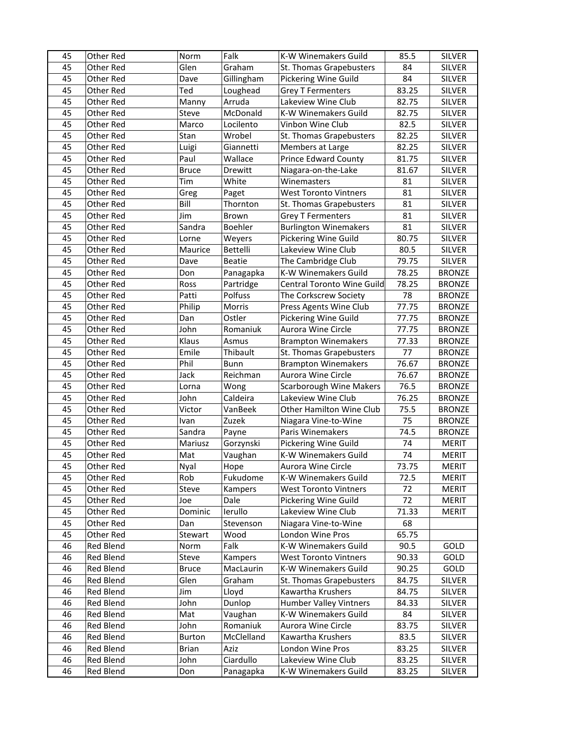| 45 | Other Red | Norm | Falk | K-W Winemakers Guild | 85.5 | SILVER |
|---|---|---|---|---|---|---|
| 45 | Other Red | Glen | Graham | St. Thomas Grapebusters | 84 | SILVER |
| 45 | Other Red | Dave | Gillingham | Pickering Wine Guild | 84 | SILVER |
| 45 | Other Red | Ted | Loughead | Grey T Fermenters | 83.25 | SILVER |
| 45 | Other Red | Manny | Arruda | Lakeview Wine Club | 82.75 | SILVER |
| 45 | Other Red | Steve | McDonald | K-W Winemakers Guild | 82.75 | SILVER |
| 45 | Other Red | Marco | Locilento | Vinbon Wine Club | 82.5 | SILVER |
| 45 | Other Red | Stan | Wrobel | St. Thomas Grapebusters | 82.25 | SILVER |
| 45 | Other Red | Luigi | Giannetti | Members at Large | 82.25 | SILVER |
| 45 | Other Red | Paul | Wallace | Prince Edward County | 81.75 | SILVER |
| 45 | Other Red | Bruce | Drewitt | Niagara-on-the-Lake | 81.67 | SILVER |
| 45 | Other Red | Tim | White | Winemasters | 81 | SILVER |
| 45 | Other Red | Greg | Paget | West Toronto Vintners | 81 | SILVER |
| 45 | Other Red | Bill | Thornton | St. Thomas Grapebusters | 81 | SILVER |
| 45 | Other Red | Jim | Brown | Grey T Fermenters | 81 | SILVER |
| 45 | Other Red | Sandra | Boehler | Burlington Winemakers | 81 | SILVER |
| 45 | Other Red | Lorne | Weyers | Pickering Wine Guild | 80.75 | SILVER |
| 45 | Other Red | Maurice | Bettelli | Lakeview Wine Club | 80.5 | SILVER |
| 45 | Other Red | Dave | Beatie | The Cambridge Club | 79.75 | SILVER |
| 45 | Other Red | Don | Panagapka | K-W Winemakers Guild | 78.25 | BRONZE |
| 45 | Other Red | Ross | Partridge | Central Toronto Wine Guild | 78.25 | BRONZE |
| 45 | Other Red | Patti | Polfuss | The Corkscrew Society | 78 | BRONZE |
| 45 | Other Red | Philip | Morris | Press Agents Wine Club | 77.75 | BRONZE |
| 45 | Other Red | Dan | Ostler | Pickering Wine Guild | 77.75 | BRONZE |
| 45 | Other Red | John | Romaniuk | Aurora Wine Circle | 77.75 | BRONZE |
| 45 | Other Red | Klaus | Asmus | Brampton Winemakers | 77.33 | BRONZE |
| 45 | Other Red | Emile | Thibault | St. Thomas Grapebusters | 77 | BRONZE |
| 45 | Other Red | Phil | Bunn | Brampton Winemakers | 76.67 | BRONZE |
| 45 | Other Red | Jack | Reichman | Aurora Wine Circle | 76.67 | BRONZE |
| 45 | Other Red | Lorna | Wong | Scarborough Wine Makers | 76.5 | BRONZE |
| 45 | Other Red | John | Caldeira | Lakeview Wine Club | 76.25 | BRONZE |
| 45 | Other Red | Victor | VanBeek | Other Hamilton Wine Club | 75.5 | BRONZE |
| 45 | Other Red | Ivan | Zuzek | Niagara Vine-to-Wine | 75 | BRONZE |
| 45 | Other Red | Sandra | Payne | Paris Winemakers | 74.5 | BRONZE |
| 45 | Other Red | Mariusz | Gorzynski | Pickering Wine Guild | 74 | MERIT |
| 45 | Other Red | Mat | Vaughan | K-W Winemakers Guild | 74 | MERIT |
| 45 | Other Red | Nyal | Hope | Aurora Wine Circle | 73.75 | MERIT |
| 45 | Other Red | Rob | Fukudome | K-W Winemakers Guild | 72.5 | MERIT |
| 45 | Other Red | Steve | Kampers | West Toronto Vintners | 72 | MERIT |
| 45 | Other Red | Joe | Dale | Pickering Wine Guild | 72 | MERIT |
| 45 | Other Red | Dominic | Ierullo | Lakeview Wine Club | 71.33 | MERIT |
| 45 | Other Red | Dan | Stevenson | Niagara Vine-to-Wine | 68 | |
| 45 | Other Red | Stewart | Wood | London Wine Pros | 65.75 | |
| 46 | Red Blend | Norm | Falk | K-W Winemakers Guild | 90.5 | GOLD |
| 46 | Red Blend | Steve | Kampers | West Toronto Vintners | 90.33 | GOLD |
| 46 | Red Blend | Bruce | MacLaurin | K-W Winemakers Guild | 90.25 | GOLD |
| 46 | Red Blend | Glen | Graham | St. Thomas Grapebusters | 84.75 | SILVER |
| 46 | Red Blend | Jim | Lloyd | Kawartha Krushers | 84.75 | SILVER |
| 46 | Red Blend | John | Dunlop | Humber Valley Vintners | 84.33 | SILVER |
| 46 | Red Blend | Mat | Vaughan | K-W Winemakers Guild | 84 | SILVER |
| 46 | Red Blend | John | Romaniuk | Aurora Wine Circle | 83.75 | SILVER |
| 46 | Red Blend | Burton | McClelland | Kawartha Krushers | 83.5 | SILVER |
| 46 | Red Blend | Brian | Aziz | London Wine Pros | 83.25 | SILVER |
| 46 | Red Blend | John | Ciardullo | Lakeview Wine Club | 83.25 | SILVER |
| 46 | Red Blend | Don | Panagapka | K-W Winemakers Guild | 83.25 | SILVER |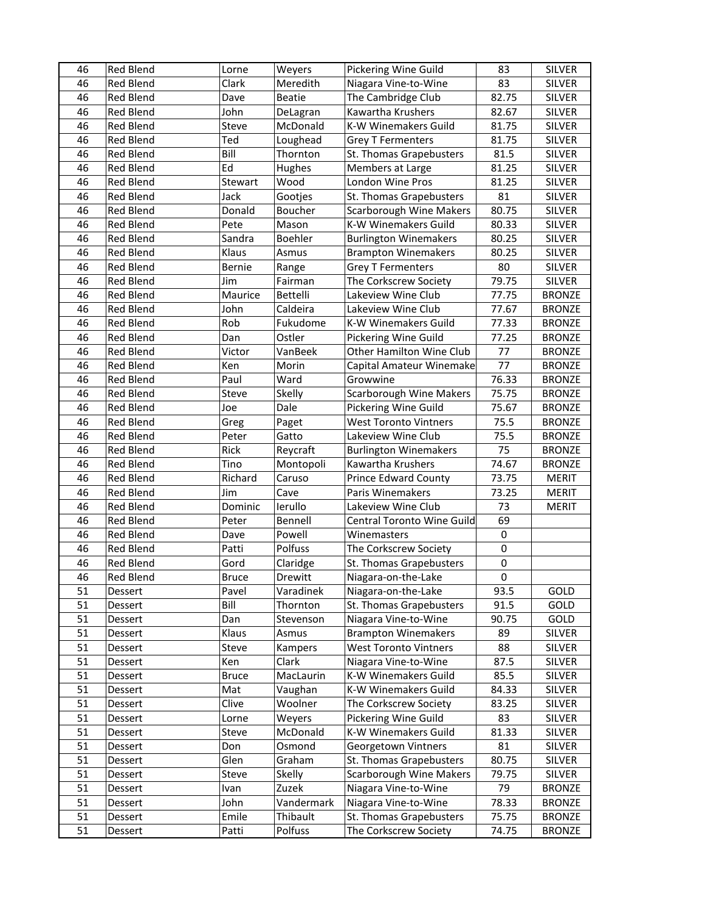| 46 | Red Blend | Lorne | Weyers | Pickering Wine Guild | 83 | SILVER |
|---|---|---|---|---|---|---|
| 46 | Red Blend | Clark | Meredith | Niagara Vine-to-Wine | 83 | SILVER |
| 46 | Red Blend | Dave | Beatie | The Cambridge Club | 82.75 | SILVER |
| 46 | Red Blend | John | DeLagran | Kawartha Krushers | 82.67 | SILVER |
| 46 | Red Blend | Steve | McDonald | K-W Winemakers Guild | 81.75 | SILVER |
| 46 | Red Blend | Ted | Loughead | Grey T Fermenters | 81.75 | SILVER |
| 46 | Red Blend | Bill | Thornton | St. Thomas Grapebusters | 81.5 | SILVER |
| 46 | Red Blend | Ed | Hughes | Members at Large | 81.25 | SILVER |
| 46 | Red Blend | Stewart | Wood | London Wine Pros | 81.25 | SILVER |
| 46 | Red Blend | Jack | Gootjes | St. Thomas Grapebusters | 81 | SILVER |
| 46 | Red Blend | Donald | Boucher | Scarborough Wine Makers | 80.75 | SILVER |
| 46 | Red Blend | Pete | Mason | K-W Winemakers Guild | 80.33 | SILVER |
| 46 | Red Blend | Sandra | Boehler | Burlington Winemakers | 80.25 | SILVER |
| 46 | Red Blend | Klaus | Asmus | Brampton Winemakers | 80.25 | SILVER |
| 46 | Red Blend | Bernie | Range | Grey T Fermenters | 80 | SILVER |
| 46 | Red Blend | Jim | Fairman | The Corkscrew Society | 79.75 | SILVER |
| 46 | Red Blend | Maurice | Bettelli | Lakeview Wine Club | 77.75 | BRONZE |
| 46 | Red Blend | John | Caldeira | Lakeview Wine Club | 77.67 | BRONZE |
| 46 | Red Blend | Rob | Fukudome | K-W Winemakers Guild | 77.33 | BRONZE |
| 46 | Red Blend | Dan | Ostler | Pickering Wine Guild | 77.25 | BRONZE |
| 46 | Red Blend | Victor | VanBeek | Other Hamilton Wine Club | 77 | BRONZE |
| 46 | Red Blend | Ken | Morin | Capital Amateur Winemake | 77 | BRONZE |
| 46 | Red Blend | Paul | Ward | Growwine | 76.33 | BRONZE |
| 46 | Red Blend | Steve | Skelly | Scarborough Wine Makers | 75.75 | BRONZE |
| 46 | Red Blend | Joe | Dale | Pickering Wine Guild | 75.67 | BRONZE |
| 46 | Red Blend | Greg | Paget | West Toronto Vintners | 75.5 | BRONZE |
| 46 | Red Blend | Peter | Gatto | Lakeview Wine Club | 75.5 | BRONZE |
| 46 | Red Blend | Rick | Reycraft | Burlington Winemakers | 75 | BRONZE |
| 46 | Red Blend | Tino | Montopoli | Kawartha Krushers | 74.67 | BRONZE |
| 46 | Red Blend | Richard | Caruso | Prince Edward County | 73.75 | MERIT |
| 46 | Red Blend | Jim | Cave | Paris Winemakers | 73.25 | MERIT |
| 46 | Red Blend | Dominic | Ierullo | Lakeview Wine Club | 73 | MERIT |
| 46 | Red Blend | Peter | Bennell | Central Toronto Wine Guild | 69 | |
| 46 | Red Blend | Dave | Powell | Winemasters | 0 | |
| 46 | Red Blend | Patti | Polfuss | The Corkscrew Society | 0 | |
| 46 | Red Blend | Gord | Claridge | St. Thomas Grapebusters | 0 | |
| 46 | Red Blend | Bruce | Drewitt | Niagara-on-the-Lake | 0 | |
| 51 | Dessert | Pavel | Varadinek | Niagara-on-the-Lake | 93.5 | GOLD |
| 51 | Dessert | Bill | Thornton | St. Thomas Grapebusters | 91.5 | GOLD |
| 51 | Dessert | Dan | Stevenson | Niagara Vine-to-Wine | 90.75 | GOLD |
| 51 | Dessert | Klaus | Asmus | Brampton Winemakers | 89 | SILVER |
| 51 | Dessert | Steve | Kampers | West Toronto Vintners | 88 | SILVER |
| 51 | Dessert | Ken | Clark | Niagara Vine-to-Wine | 87.5 | SILVER |
| 51 | Dessert | Bruce | MacLaurin | K-W Winemakers Guild | 85.5 | SILVER |
| 51 | Dessert | Mat | Vaughan | K-W Winemakers Guild | 84.33 | SILVER |
| 51 | Dessert | Clive | Woolner | The Corkscrew Society | 83.25 | SILVER |
| 51 | Dessert | Lorne | Weyers | Pickering Wine Guild | 83 | SILVER |
| 51 | Dessert | Steve | McDonald | K-W Winemakers Guild | 81.33 | SILVER |
| 51 | Dessert | Don | Osmond | Georgetown Vintners | 81 | SILVER |
| 51 | Dessert | Glen | Graham | St. Thomas Grapebusters | 80.75 | SILVER |
| 51 | Dessert | Steve | Skelly | Scarborough Wine Makers | 79.75 | SILVER |
| 51 | Dessert | Ivan | Zuzek | Niagara Vine-to-Wine | 79 | BRONZE |
| 51 | Dessert | John | Vandermark | Niagara Vine-to-Wine | 78.33 | BRONZE |
| 51 | Dessert | Emile | Thibault | St. Thomas Grapebusters | 75.75 | BRONZE |
| 51 | Dessert | Patti | Polfuss | The Corkscrew Society | 74.75 | BRONZE |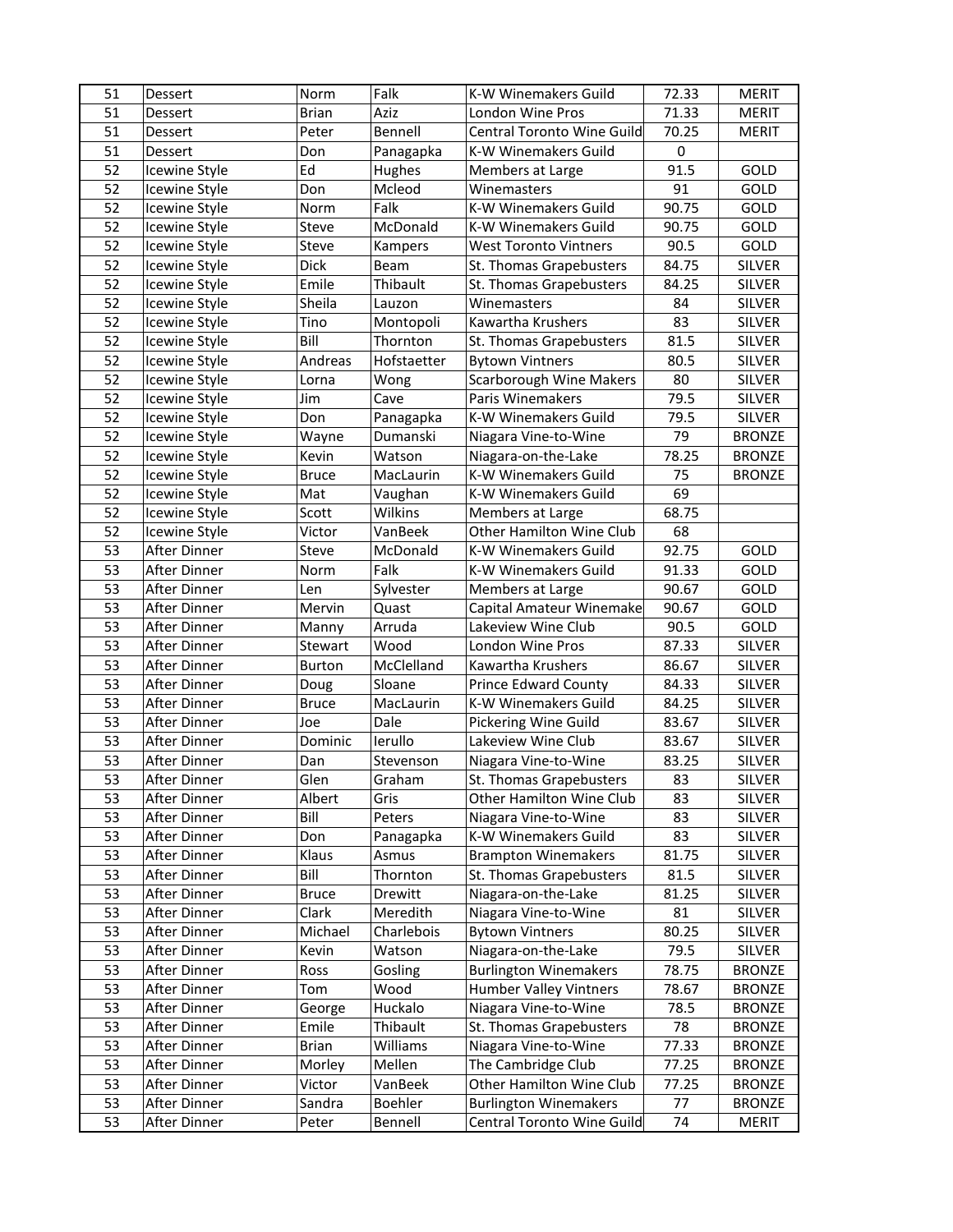| 51 | Dessert | Norm | Falk | K-W Winemakers Guild | 72.33 | MERIT |
|---|---|---|---|---|---|---|
| 51 | Dessert | Brian | Aziz | London Wine Pros | 71.33 | MERIT |
| 51 | Dessert | Peter | Bennell | Central Toronto Wine Guild | 70.25 | MERIT |
| 51 | Dessert | Don | Panagapka | K-W Winemakers Guild | 0 | |
| 52 | Icewine Style | Ed | Hughes | Members at Large | 91.5 | GOLD |
| 52 | Icewine Style | Don | Mcleod | Winemasters | 91 | GOLD |
| 52 | Icewine Style | Norm | Falk | K-W Winemakers Guild | 90.75 | GOLD |
| 52 | Icewine Style | Steve | McDonald | K-W Winemakers Guild | 90.75 | GOLD |
| 52 | Icewine Style | Steve | Kampers | West Toronto Vintners | 90.5 | GOLD |
| 52 | Icewine Style | Dick | Beam | St. Thomas Grapebusters | 84.75 | SILVER |
| 52 | Icewine Style | Emile | Thibault | St. Thomas Grapebusters | 84.25 | SILVER |
| 52 | Icewine Style | Sheila | Lauzon | Winemasters | 84 | SILVER |
| 52 | Icewine Style | Tino | Montopoli | Kawartha Krushers | 83 | SILVER |
| 52 | Icewine Style | Bill | Thornton | St. Thomas Grapebusters | 81.5 | SILVER |
| 52 | Icewine Style | Andreas | Hofstaetter | Bytown Vintners | 80.5 | SILVER |
| 52 | Icewine Style | Lorna | Wong | Scarborough Wine Makers | 80 | SILVER |
| 52 | Icewine Style | Jim | Cave | Paris Winemakers | 79.5 | SILVER |
| 52 | Icewine Style | Don | Panagapka | K-W Winemakers Guild | 79.5 | SILVER |
| 52 | Icewine Style | Wayne | Dumanski | Niagara Vine-to-Wine | 79 | BRONZE |
| 52 | Icewine Style | Kevin | Watson | Niagara-on-the-Lake | 78.25 | BRONZE |
| 52 | Icewine Style | Bruce | MacLaurin | K-W Winemakers Guild | 75 | BRONZE |
| 52 | Icewine Style | Mat | Vaughan | K-W Winemakers Guild | 69 | |
| 52 | Icewine Style | Scott | Wilkins | Members at Large | 68.75 | |
| 52 | Icewine Style | Victor | VanBeek | Other Hamilton Wine Club | 68 | |
| 53 | After Dinner | Steve | McDonald | K-W Winemakers Guild | 92.75 | GOLD |
| 53 | After Dinner | Norm | Falk | K-W Winemakers Guild | 91.33 | GOLD |
| 53 | After Dinner | Len | Sylvester | Members at Large | 90.67 | GOLD |
| 53 | After Dinner | Mervin | Quast | Capital Amateur Winemake | 90.67 | GOLD |
| 53 | After Dinner | Manny | Arruda | Lakeview Wine Club | 90.5 | GOLD |
| 53 | After Dinner | Stewart | Wood | London Wine Pros | 87.33 | SILVER |
| 53 | After Dinner | Burton | McClelland | Kawartha Krushers | 86.67 | SILVER |
| 53 | After Dinner | Doug | Sloane | Prince Edward County | 84.33 | SILVER |
| 53 | After Dinner | Bruce | MacLaurin | K-W Winemakers Guild | 84.25 | SILVER |
| 53 | After Dinner | Joe | Dale | Pickering Wine Guild | 83.67 | SILVER |
| 53 | After Dinner | Dominic | Ierullo | Lakeview Wine Club | 83.67 | SILVER |
| 53 | After Dinner | Dan | Stevenson | Niagara Vine-to-Wine | 83.25 | SILVER |
| 53 | After Dinner | Glen | Graham | St. Thomas Grapebusters | 83 | SILVER |
| 53 | After Dinner | Albert | Gris | Other Hamilton Wine Club | 83 | SILVER |
| 53 | After Dinner | Bill | Peters | Niagara Vine-to-Wine | 83 | SILVER |
| 53 | After Dinner | Don | Panagapka | K-W Winemakers Guild | 83 | SILVER |
| 53 | After Dinner | Klaus | Asmus | Brampton Winemakers | 81.75 | SILVER |
| 53 | After Dinner | Bill | Thornton | St. Thomas Grapebusters | 81.5 | SILVER |
| 53 | After Dinner | Bruce | Drewitt | Niagara-on-the-Lake | 81.25 | SILVER |
| 53 | After Dinner | Clark | Meredith | Niagara Vine-to-Wine | 81 | SILVER |
| 53 | After Dinner | Michael | Charlebois | Bytown Vintners | 80.25 | SILVER |
| 53 | After Dinner | Kevin | Watson | Niagara-on-the-Lake | 79.5 | SILVER |
| 53 | After Dinner | Ross | Gosling | Burlington Winemakers | 78.75 | BRONZE |
| 53 | After Dinner | Tom | Wood | Humber Valley Vintners | 78.67 | BRONZE |
| 53 | After Dinner | George | Huckalo | Niagara Vine-to-Wine | 78.5 | BRONZE |
| 53 | After Dinner | Emile | Thibault | St. Thomas Grapebusters | 78 | BRONZE |
| 53 | After Dinner | Brian | Williams | Niagara Vine-to-Wine | 77.33 | BRONZE |
| 53 | After Dinner | Morley | Mellen | The Cambridge Club | 77.25 | BRONZE |
| 53 | After Dinner | Victor | VanBeek | Other Hamilton Wine Club | 77.25 | BRONZE |
| 53 | After Dinner | Sandra | Boehler | Burlington Winemakers | 77 | BRONZE |
| 53 | After Dinner | Peter | Bennell | Central Toronto Wine Guild | 74 | MERIT |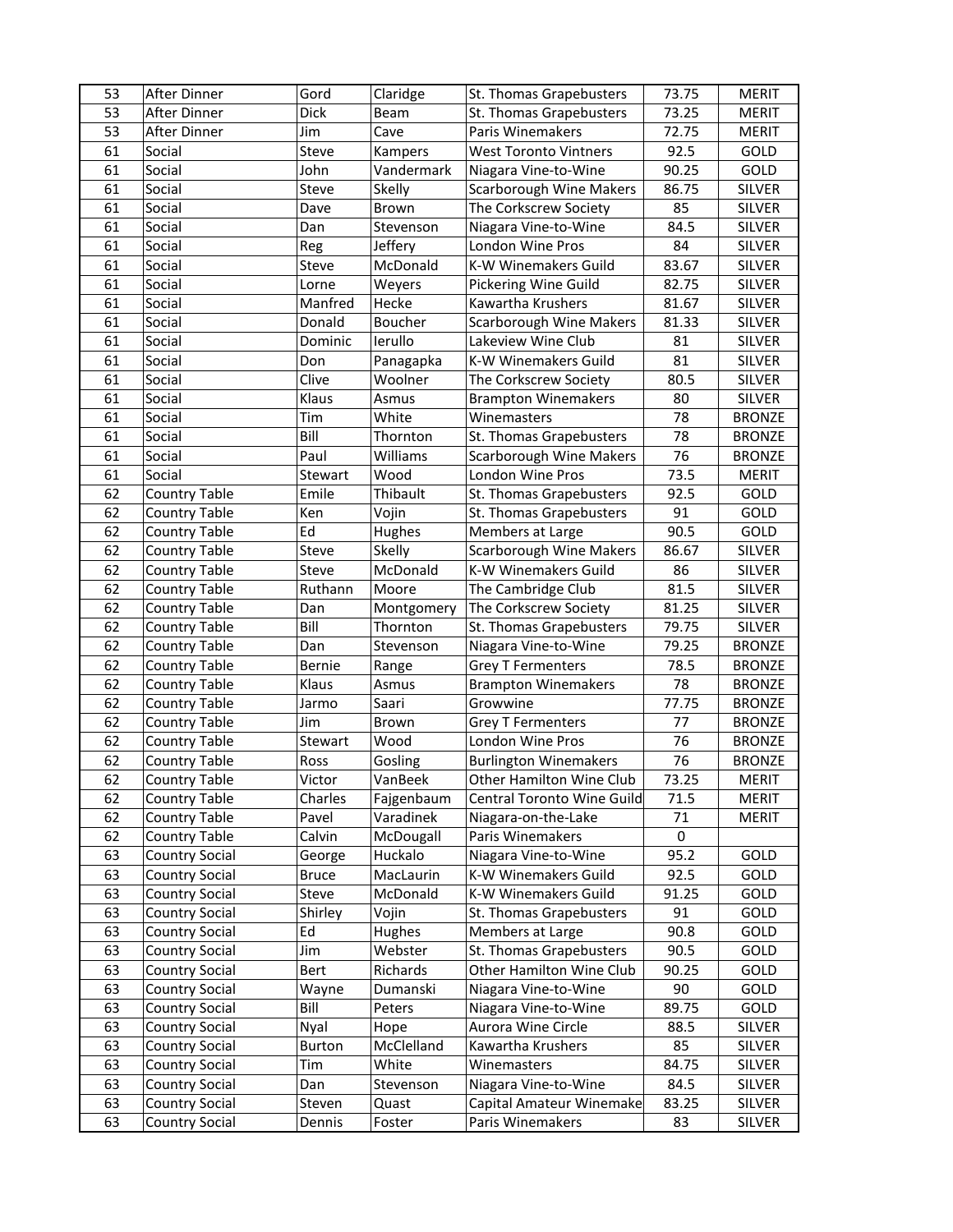| | | | | | | |
|---|---|---|---|---|---|---|
| 53 | After Dinner | Gord | Claridge | St. Thomas Grapebusters | 73.75 | MERIT |
| 53 | After Dinner | Dick | Beam | St. Thomas Grapebusters | 73.25 | MERIT |
| 53 | After Dinner | Jim | Cave | Paris Winemakers | 72.75 | MERIT |
| 61 | Social | Steve | Kampers | West Toronto Vintners | 92.5 | GOLD |
| 61 | Social | John | Vandermark | Niagara Vine-to-Wine | 90.25 | GOLD |
| 61 | Social | Steve | Skelly | Scarborough Wine Makers | 86.75 | SILVER |
| 61 | Social | Dave | Brown | The Corkscrew Society | 85 | SILVER |
| 61 | Social | Dan | Stevenson | Niagara Vine-to-Wine | 84.5 | SILVER |
| 61 | Social | Reg | Jeffery | London Wine Pros | 84 | SILVER |
| 61 | Social | Steve | McDonald | K-W Winemakers Guild | 83.67 | SILVER |
| 61 | Social | Lorne | Weyers | Pickering Wine Guild | 82.75 | SILVER |
| 61 | Social | Manfred | Hecke | Kawartha Krushers | 81.67 | SILVER |
| 61 | Social | Donald | Boucher | Scarborough Wine Makers | 81.33 | SILVER |
| 61 | Social | Dominic | Ierullo | Lakeview Wine Club | 81 | SILVER |
| 61 | Social | Don | Panagapka | K-W Winemakers Guild | 81 | SILVER |
| 61 | Social | Clive | Woolner | The Corkscrew Society | 80.5 | SILVER |
| 61 | Social | Klaus | Asmus | Brampton Winemakers | 80 | SILVER |
| 61 | Social | Tim | White | Winemasters | 78 | BRONZE |
| 61 | Social | Bill | Thornton | St. Thomas Grapebusters | 78 | BRONZE |
| 61 | Social | Paul | Williams | Scarborough Wine Makers | 76 | BRONZE |
| 61 | Social | Stewart | Wood | London Wine Pros | 73.5 | MERIT |
| 62 | Country Table | Emile | Thibault | St. Thomas Grapebusters | 92.5 | GOLD |
| 62 | Country Table | Ken | Vojin | St. Thomas Grapebusters | 91 | GOLD |
| 62 | Country Table | Ed | Hughes | Members at Large | 90.5 | GOLD |
| 62 | Country Table | Steve | Skelly | Scarborough Wine Makers | 86.67 | SILVER |
| 62 | Country Table | Steve | McDonald | K-W Winemakers Guild | 86 | SILVER |
| 62 | Country Table | Ruthann | Moore | The Cambridge Club | 81.5 | SILVER |
| 62 | Country Table | Dan | Montgomery | The Corkscrew Society | 81.25 | SILVER |
| 62 | Country Table | Bill | Thornton | St. Thomas Grapebusters | 79.75 | SILVER |
| 62 | Country Table | Dan | Stevenson | Niagara Vine-to-Wine | 79.25 | BRONZE |
| 62 | Country Table | Bernie | Range | Grey T Fermenters | 78.5 | BRONZE |
| 62 | Country Table | Klaus | Asmus | Brampton Winemakers | 78 | BRONZE |
| 62 | Country Table | Jarmo | Saari | Growwine | 77.75 | BRONZE |
| 62 | Country Table | Jim | Brown | Grey T Fermenters | 77 | BRONZE |
| 62 | Country Table | Stewart | Wood | London Wine Pros | 76 | BRONZE |
| 62 | Country Table | Ross | Gosling | Burlington Winemakers | 76 | BRONZE |
| 62 | Country Table | Victor | VanBeek | Other Hamilton Wine Club | 73.25 | MERIT |
| 62 | Country Table | Charles | Fajgenbaum | Central Toronto Wine Guild | 71.5 | MERIT |
| 62 | Country Table | Pavel | Varadinek | Niagara-on-the-Lake | 71 | MERIT |
| 62 | Country Table | Calvin | McDougall | Paris Winemakers | 0 | |
| 63 | Country Social | George | Huckalo | Niagara Vine-to-Wine | 95.2 | GOLD |
| 63 | Country Social | Bruce | MacLaurin | K-W Winemakers Guild | 92.5 | GOLD |
| 63 | Country Social | Steve | McDonald | K-W Winemakers Guild | 91.25 | GOLD |
| 63 | Country Social | Shirley | Vojin | St. Thomas Grapebusters | 91 | GOLD |
| 63 | Country Social | Ed | Hughes | Members at Large | 90.8 | GOLD |
| 63 | Country Social | Jim | Webster | St. Thomas Grapebusters | 90.5 | GOLD |
| 63 | Country Social | Bert | Richards | Other Hamilton Wine Club | 90.25 | GOLD |
| 63 | Country Social | Wayne | Dumanski | Niagara Vine-to-Wine | 90 | GOLD |
| 63 | Country Social | Bill | Peters | Niagara Vine-to-Wine | 89.75 | GOLD |
| 63 | Country Social | Nyal | Hope | Aurora Wine Circle | 88.5 | SILVER |
| 63 | Country Social | Burton | McClelland | Kawartha Krushers | 85 | SILVER |
| 63 | Country Social | Tim | White | Winemasters | 84.75 | SILVER |
| 63 | Country Social | Dan | Stevenson | Niagara Vine-to-Wine | 84.5 | SILVER |
| 63 | Country Social | Steven | Quast | Capital Amateur Winemake | 83.25 | SILVER |
| 63 | Country Social | Dennis | Foster | Paris Winemakers | 83 | SILVER |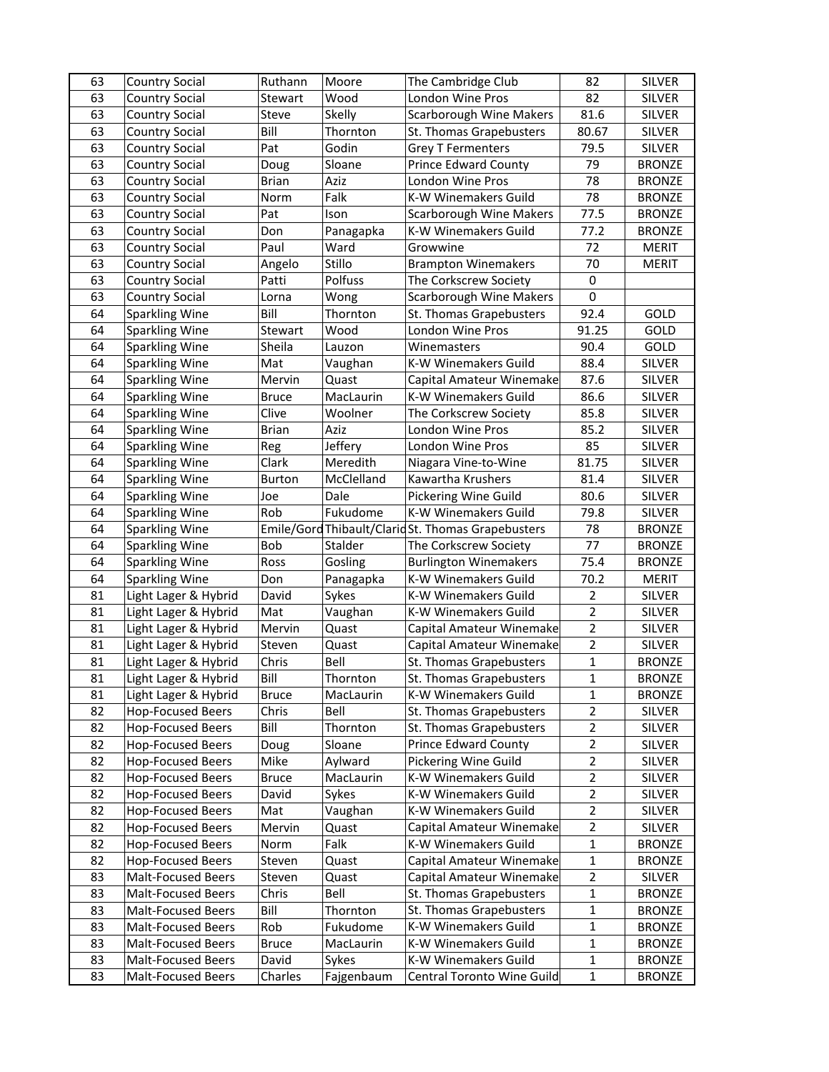| 63 | Country Social | Ruthann | Moore | The Cambridge Club | 82 | SILVER |
|---|---|---|---|---|---|---|
| 63 | Country Social | Stewart | Wood | London Wine Pros | 82 | SILVER |
| 63 | Country Social | Steve | Skelly | Scarborough Wine Makers | 81.6 | SILVER |
| 63 | Country Social | Bill | Thornton | St. Thomas Grapebusters | 80.67 | SILVER |
| 63 | Country Social | Pat | Godin | Grey T Fermenters | 79.5 | SILVER |
| 63 | Country Social | Doug | Sloane | Prince Edward County | 79 | BRONZE |
| 63 | Country Social | Brian | Aziz | London Wine Pros | 78 | BRONZE |
| 63 | Country Social | Norm | Falk | K-W Winemakers Guild | 78 | BRONZE |
| 63 | Country Social | Pat | Ison | Scarborough Wine Makers | 77.5 | BRONZE |
| 63 | Country Social | Don | Panagapka | K-W Winemakers Guild | 77.2 | BRONZE |
| 63 | Country Social | Paul | Ward | Growwine | 72 | MERIT |
| 63 | Country Social | Angelo | Stillo | Brampton Winemakers | 70 | MERIT |
| 63 | Country Social | Patti | Polfuss | The Corkscrew Society | 0 | |
| 63 | Country Social | Lorna | Wong | Scarborough Wine Makers | 0 | |
| 64 | Sparkling Wine | Bill | Thornton | St. Thomas Grapebusters | 92.4 | GOLD |
| 64 | Sparkling Wine | Stewart | Wood | London Wine Pros | 91.25 | GOLD |
| 64 | Sparkling Wine | Sheila | Lauzon | Winemasters | 90.4 | GOLD |
| 64 | Sparkling Wine | Mat | Vaughan | K-W Winemakers Guild | 88.4 | SILVER |
| 64 | Sparkling Wine | Mervin | Quast | Capital Amateur Winemake | 87.6 | SILVER |
| 64 | Sparkling Wine | Bruce | MacLaurin | K-W Winemakers Guild | 86.6 | SILVER |
| 64 | Sparkling Wine | Clive | Woolner | The Corkscrew Society | 85.8 | SILVER |
| 64 | Sparkling Wine | Brian | Aziz | London Wine Pros | 85.2 | SILVER |
| 64 | Sparkling Wine | Reg | Jeffery | London Wine Pros | 85 | SILVER |
| 64 | Sparkling Wine | Clark | Meredith | Niagara Vine-to-Wine | 81.75 | SILVER |
| 64 | Sparkling Wine | Burton | McClelland | Kawartha Krushers | 81.4 | SILVER |
| 64 | Sparkling Wine | Joe | Dale | Pickering Wine Guild | 80.6 | SILVER |
| 64 | Sparkling Wine | Rob | Fukudome | K-W Winemakers Guild | 79.8 | SILVER |
| 64 | Sparkling Wine | Emile/Gord | Thibault/Clarid | St. Thomas Grapebusters | 78 | BRONZE |
| 64 | Sparkling Wine | Bob | Stalder | The Corkscrew Society | 77 | BRONZE |
| 64 | Sparkling Wine | Ross | Gosling | Burlington Winemakers | 75.4 | BRONZE |
| 64 | Sparkling Wine | Don | Panagapka | K-W Winemakers Guild | 70.2 | MERIT |
| 81 | Light Lager & Hybrid | David | Sykes | K-W Winemakers Guild | 2 | SILVER |
| 81 | Light Lager & Hybrid | Mat | Vaughan | K-W Winemakers Guild | 2 | SILVER |
| 81 | Light Lager & Hybrid | Mervin | Quast | Capital Amateur Winemake | 2 | SILVER |
| 81 | Light Lager & Hybrid | Steven | Quast | Capital Amateur Winemake | 2 | SILVER |
| 81 | Light Lager & Hybrid | Chris | Bell | St. Thomas Grapebusters | 1 | BRONZE |
| 81 | Light Lager & Hybrid | Bill | Thornton | St. Thomas Grapebusters | 1 | BRONZE |
| 81 | Light Lager & Hybrid | Bruce | MacLaurin | K-W Winemakers Guild | 1 | BRONZE |
| 82 | Hop-Focused Beers | Chris | Bell | St. Thomas Grapebusters | 2 | SILVER |
| 82 | Hop-Focused Beers | Bill | Thornton | St. Thomas Grapebusters | 2 | SILVER |
| 82 | Hop-Focused Beers | Doug | Sloane | Prince Edward County | 2 | SILVER |
| 82 | Hop-Focused Beers | Mike | Aylward | Pickering Wine Guild | 2 | SILVER |
| 82 | Hop-Focused Beers | Bruce | MacLaurin | K-W Winemakers Guild | 2 | SILVER |
| 82 | Hop-Focused Beers | David | Sykes | K-W Winemakers Guild | 2 | SILVER |
| 82 | Hop-Focused Beers | Mat | Vaughan | K-W Winemakers Guild | 2 | SILVER |
| 82 | Hop-Focused Beers | Mervin | Quast | Capital Amateur Winemake | 2 | SILVER |
| 82 | Hop-Focused Beers | Norm | Falk | K-W Winemakers Guild | 1 | BRONZE |
| 82 | Hop-Focused Beers | Steven | Quast | Capital Amateur Winemake | 1 | BRONZE |
| 83 | Malt-Focused Beers | Steven | Quast | Capital Amateur Winemake | 2 | SILVER |
| 83 | Malt-Focused Beers | Chris | Bell | St. Thomas Grapebusters | 1 | BRONZE |
| 83 | Malt-Focused Beers | Bill | Thornton | St. Thomas Grapebusters | 1 | BRONZE |
| 83 | Malt-Focused Beers | Rob | Fukudome | K-W Winemakers Guild | 1 | BRONZE |
| 83 | Malt-Focused Beers | Bruce | MacLaurin | K-W Winemakers Guild | 1 | BRONZE |
| 83 | Malt-Focused Beers | David | Sykes | K-W Winemakers Guild | 1 | BRONZE |
| 83 | Malt-Focused Beers | Charles | Fajgenbaum | Central Toronto Wine Guild | 1 | BRONZE |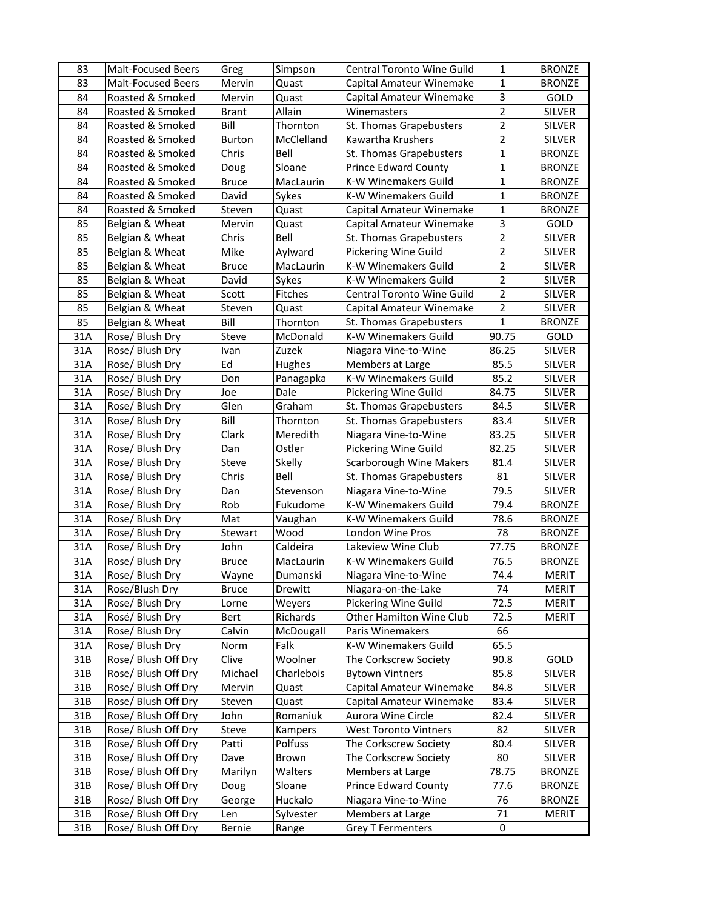| | | | | | | |
|---|---|---|---|---|---|---|
| 83 | Malt-Focused Beers | Greg | Simpson | Central Toronto Wine Guild | 1 | BRONZE |
| 83 | Malt-Focused Beers | Mervin | Quast | Capital Amateur Winemake | 1 | BRONZE |
| 84 | Roasted & Smoked | Mervin | Quast | Capital Amateur Winemake | 3 | GOLD |
| 84 | Roasted & Smoked | Brant | Allain | Winemasters | 2 | SILVER |
| 84 | Roasted & Smoked | Bill | Thornton | St. Thomas Grapebusters | 2 | SILVER |
| 84 | Roasted & Smoked | Burton | McClelland | Kawartha Krushers | 2 | SILVER |
| 84 | Roasted & Smoked | Chris | Bell | St. Thomas Grapebusters | 1 | BRONZE |
| 84 | Roasted & Smoked | Doug | Sloane | Prince Edward County | 1 | BRONZE |
| 84 | Roasted & Smoked | Bruce | MacLaurin | K-W Winemakers Guild | 1 | BRONZE |
| 84 | Roasted & Smoked | David | Sykes | K-W Winemakers Guild | 1 | BRONZE |
| 84 | Roasted & Smoked | Steven | Quast | Capital Amateur Winemake | 1 | BRONZE |
| 85 | Belgian & Wheat | Mervin | Quast | Capital Amateur Winemake | 3 | GOLD |
| 85 | Belgian & Wheat | Chris | Bell | St. Thomas Grapebusters | 2 | SILVER |
| 85 | Belgian & Wheat | Mike | Aylward | Pickering Wine Guild | 2 | SILVER |
| 85 | Belgian & Wheat | Bruce | MacLaurin | K-W Winemakers Guild | 2 | SILVER |
| 85 | Belgian & Wheat | David | Sykes | K-W Winemakers Guild | 2 | SILVER |
| 85 | Belgian & Wheat | Scott | Fitches | Central Toronto Wine Guild | 2 | SILVER |
| 85 | Belgian & Wheat | Steven | Quast | Capital Amateur Winemake | 2 | SILVER |
| 85 | Belgian & Wheat | Bill | Thornton | St. Thomas Grapebusters | 1 | BRONZE |
| 31A | Rose/ Blush Dry | Steve | McDonald | K-W Winemakers Guild | 90.75 | GOLD |
| 31A | Rose/ Blush Dry | Ivan | Zuzek | Niagara Vine-to-Wine | 86.25 | SILVER |
| 31A | Rose/ Blush Dry | Ed | Hughes | Members at Large | 85.5 | SILVER |
| 31A | Rose/ Blush Dry | Don | Panagapka | K-W Winemakers Guild | 85.2 | SILVER |
| 31A | Rose/ Blush Dry | Joe | Dale | Pickering Wine Guild | 84.75 | SILVER |
| 31A | Rose/ Blush Dry | Glen | Graham | St. Thomas Grapebusters | 84.5 | SILVER |
| 31A | Rose/ Blush Dry | Bill | Thornton | St. Thomas Grapebusters | 83.4 | SILVER |
| 31A | Rose/ Blush Dry | Clark | Meredith | Niagara Vine-to-Wine | 83.25 | SILVER |
| 31A | Rose/ Blush Dry | Dan | Ostler | Pickering Wine Guild | 82.25 | SILVER |
| 31A | Rose/ Blush Dry | Steve | Skelly | Scarborough Wine Makers | 81.4 | SILVER |
| 31A | Rose/ Blush Dry | Chris | Bell | St. Thomas Grapebusters | 81 | SILVER |
| 31A | Rose/ Blush Dry | Dan | Stevenson | Niagara Vine-to-Wine | 79.5 | SILVER |
| 31A | Rose/ Blush Dry | Rob | Fukudome | K-W Winemakers Guild | 79.4 | BRONZE |
| 31A | Rose/ Blush Dry | Mat | Vaughan | K-W Winemakers Guild | 78.6 | BRONZE |
| 31A | Rose/ Blush Dry | Stewart | Wood | London Wine Pros | 78 | BRONZE |
| 31A | Rose/ Blush Dry | John | Caldeira | Lakeview Wine Club | 77.75 | BRONZE |
| 31A | Rose/ Blush Dry | Bruce | MacLaurin | K-W Winemakers Guild | 76.5 | BRONZE |
| 31A | Rose/ Blush Dry | Wayne | Dumanski | Niagara Vine-to-Wine | 74.4 | MERIT |
| 31A | Rose/Blush Dry | Bruce | Drewitt | Niagara-on-the-Lake | 74 | MERIT |
| 31A | Rose/ Blush Dry | Lorne | Weyers | Pickering Wine Guild | 72.5 | MERIT |
| 31A | Rosé/ Blush Dry | Bert | Richards | Other Hamilton Wine Club | 72.5 | MERIT |
| 31A | Rose/ Blush Dry | Calvin | McDougall | Paris Winemakers | 66 | |
| 31A | Rose/ Blush Dry | Norm | Falk | K-W Winemakers Guild | 65.5 | |
| 31B | Rose/ Blush Off Dry | Clive | Woolner | The Corkscrew Society | 90.8 | GOLD |
| 31B | Rose/ Blush Off Dry | Michael | Charlebois | Bytown Vintners | 85.8 | SILVER |
| 31B | Rose/ Blush Off Dry | Mervin | Quast | Capital Amateur Winemake | 84.8 | SILVER |
| 31B | Rose/ Blush Off Dry | Steven | Quast | Capital Amateur Winemake | 83.4 | SILVER |
| 31B | Rose/ Blush Off Dry | John | Romaniuk | Aurora Wine Circle | 82.4 | SILVER |
| 31B | Rose/ Blush Off Dry | Steve | Kampers | West Toronto Vintners | 82 | SILVER |
| 31B | Rose/ Blush Off Dry | Patti | Polfuss | The Corkscrew Society | 80.4 | SILVER |
| 31B | Rose/ Blush Off Dry | Dave | Brown | The Corkscrew Society | 80 | SILVER |
| 31B | Rose/ Blush Off Dry | Marilyn | Walters | Members at Large | 78.75 | BRONZE |
| 31B | Rose/ Blush Off Dry | Doug | Sloane | Prince Edward County | 77.6 | BRONZE |
| 31B | Rose/ Blush Off Dry | George | Huckalo | Niagara Vine-to-Wine | 76 | BRONZE |
| 31B | Rose/ Blush Off Dry | Len | Sylvester | Members at Large | 71 | MERIT |
| 31B | Rose/ Blush Off Dry | Bernie | Range | Grey T Fermenters | 0 | |